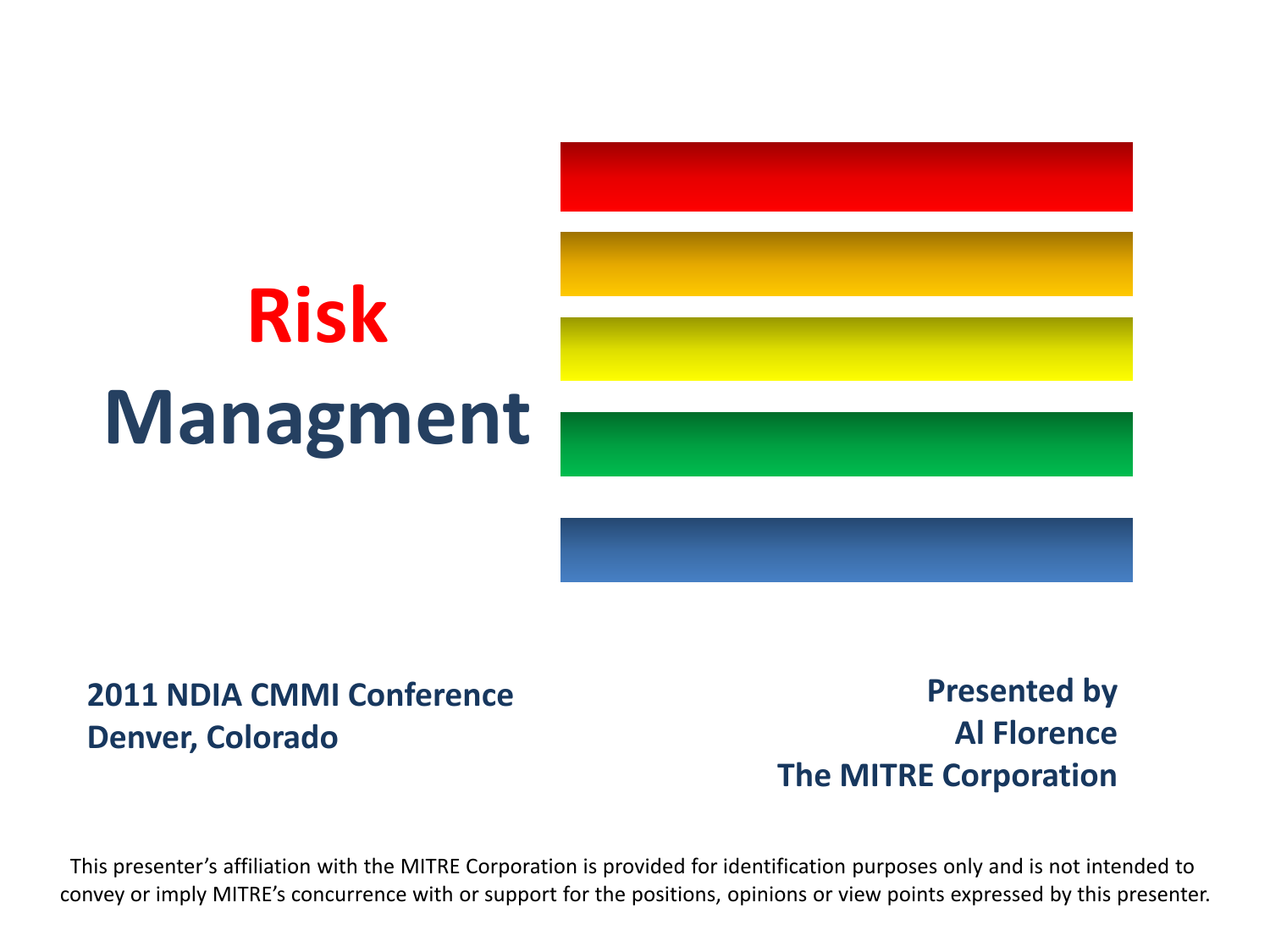# Risk Managment

**2011 NDIA CMMI Conference**
**Denver, Colorado**

**Presented by**
**Al Florence**
**The MITRE Corporation**

This presenter's affiliation with the MITRE Corporation is provided for identification purposes only and is not intended to convey or imply MITRE's concurrence with or support for the positions, opinions or view points expressed by this presenter.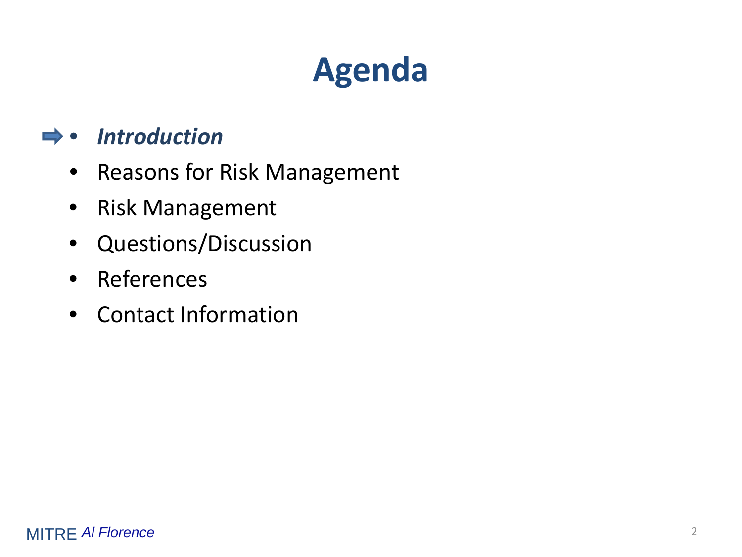# Agenda

- ***Introduction***
- Reasons for Risk Management
- Risk Management
- Questions/Discussion
- References
- Contact Information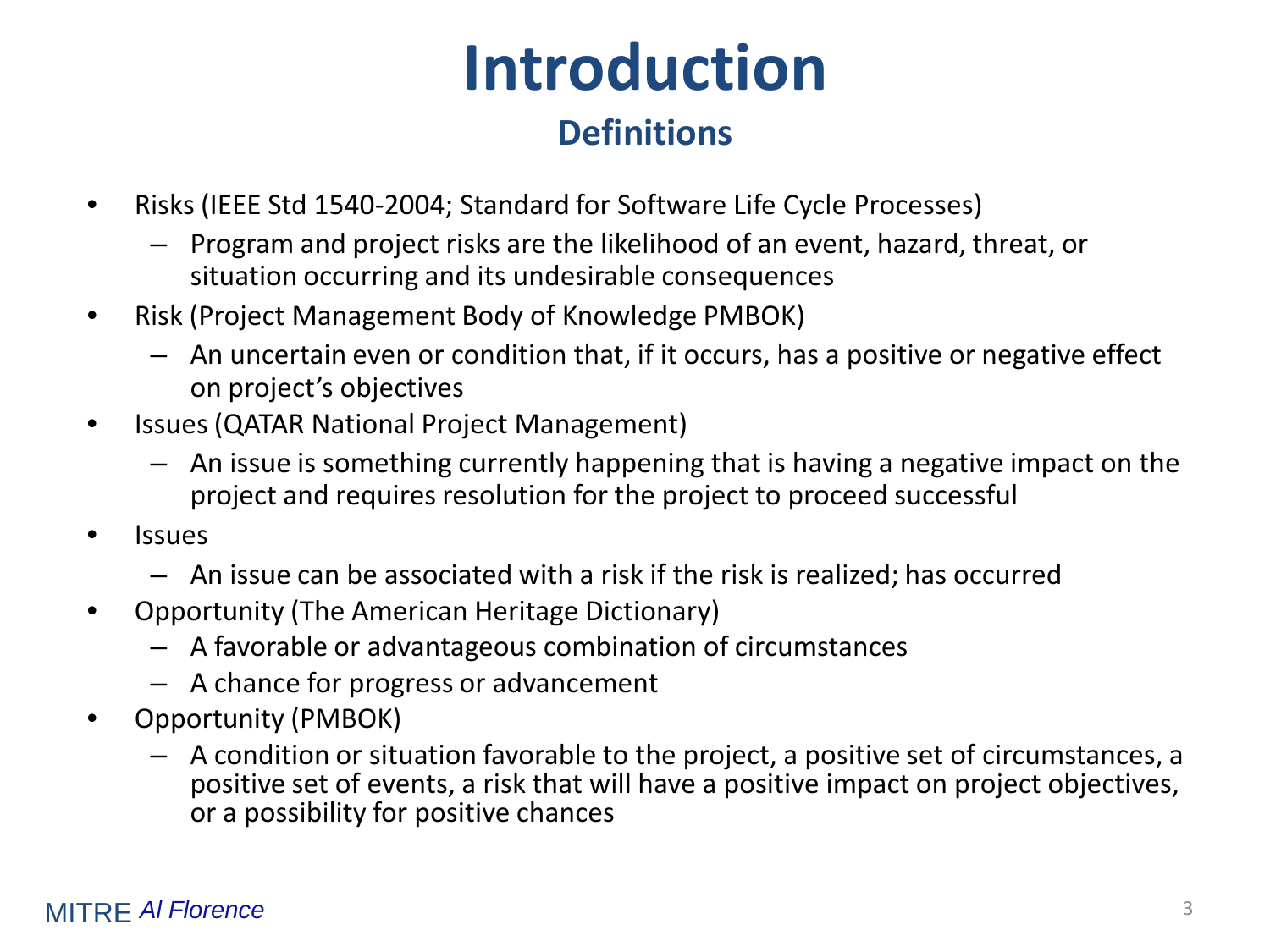# Introduction

## Definitions

- Risks (IEEE Std 1540-2004; Standard for Software Life Cycle Processes)
  - Program and project risks are the likelihood of an event, hazard, threat, or situation occurring and its undesirable consequences
- Risk (Project Management Body of Knowledge PMBOK)
  - An uncertain even or condition that, if it occurs, has a positive or negative effect on project's objectives
- Issues (QATAR National Project Management)
  - An issue is something currently happening that is having a negative impact on the project and requires resolution for the project to proceed successful
- Issues
  - An issue can be associated with a risk if the risk is realized; has occurred
- Opportunity (The American Heritage Dictionary)
  - A favorable or advantageous combination of circumstances
  - A chance for progress or advancement
- Opportunity (PMBOK)
  - A condition or situation favorable to the project, a positive set of circumstances, a positive set of events, a risk that will have a positive impact on project objectives, or a possibility for positive chances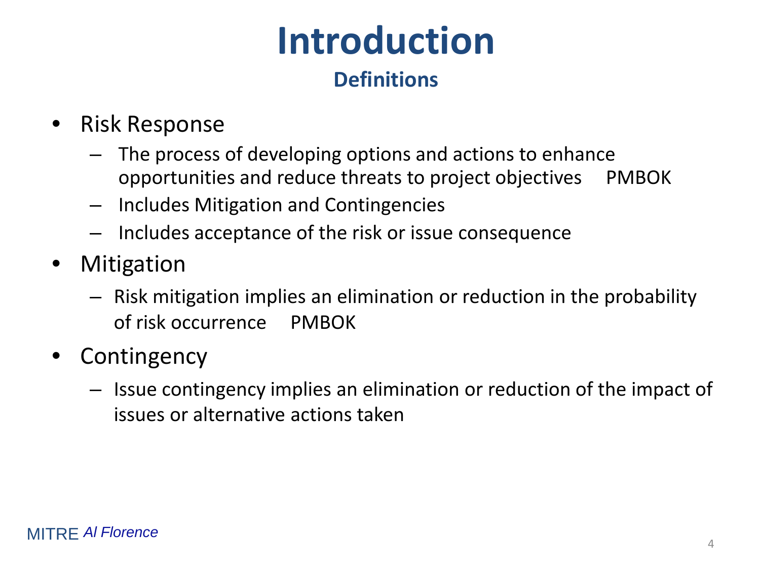# Introduction

## Definitions

- Risk Response
  - The process of developing options and actions to enhance opportunities and reduce threats to project objectives     PMBOK
  - Includes Mitigation and Contingencies
  - Includes acceptance of the risk or issue consequence
- Mitigation
  - Risk mitigation implies an elimination or reduction in the probability of risk occurrence     PMBOK
- Contingency
  - Issue contingency implies an elimination or reduction of the impact of issues or alternative actions taken

MITRE *Al Florence*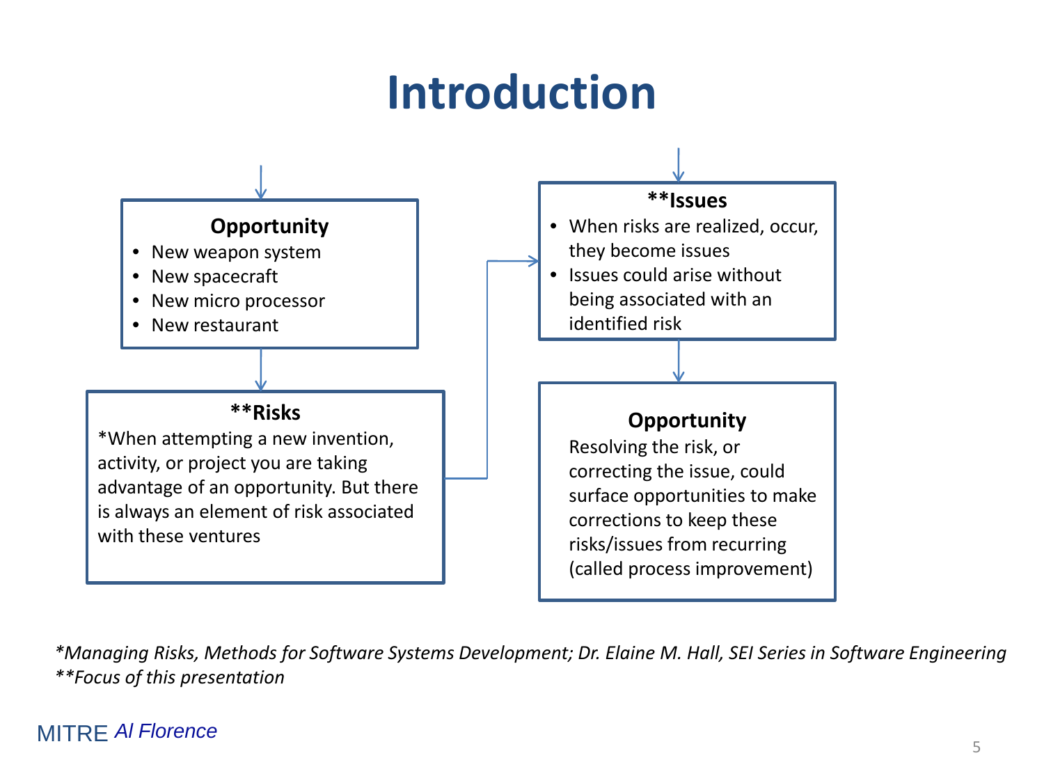# Introduction

**Opportunity**

- New weapon system
- New spacecraft
- New micro processor
- New restaurant

****Risks**

*When attempting a new invention, activity, or project you are taking advantage of an opportunity. But there is always an element of risk associated with these ventures

****Issues**

- When risks are realized, occur, they become issues
- Issues could arise without being associated with an identified risk

**Opportunity**

Resolving the risk, or correcting the issue, could surface opportunities to make corrections to keep these risks/issues from recurring (called process improvement)

*\*Managing Risks, Methods for Software Systems Development; Dr. Elaine M. Hall, SEI Series in Software Engineering*
*\*\*Focus of this presentation*

MITRE *Al Florence*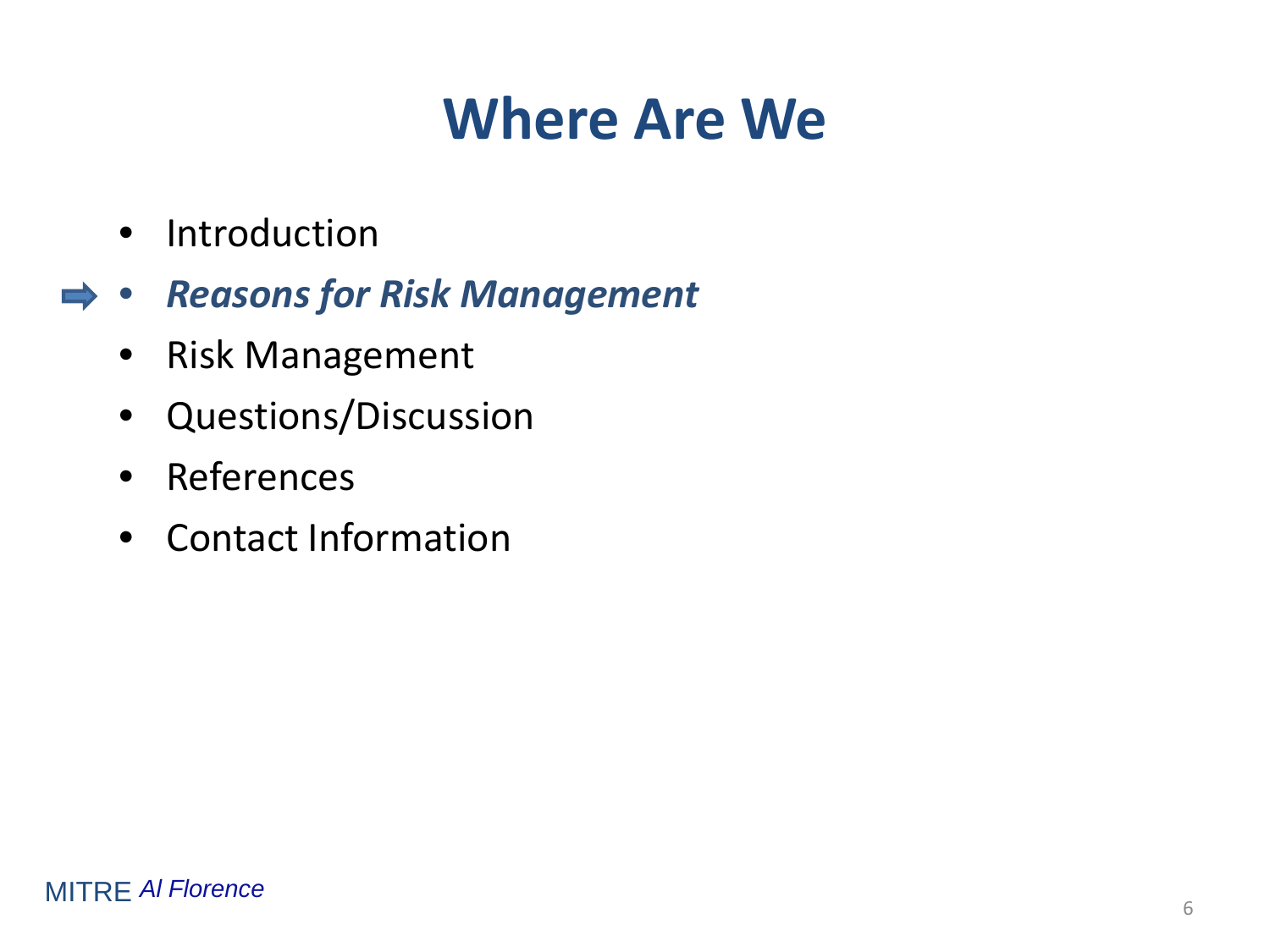# Where Are We

- Introduction
- ***Reasons for Risk Management***
- Risk Management
- Questions/Discussion
- References
- Contact Information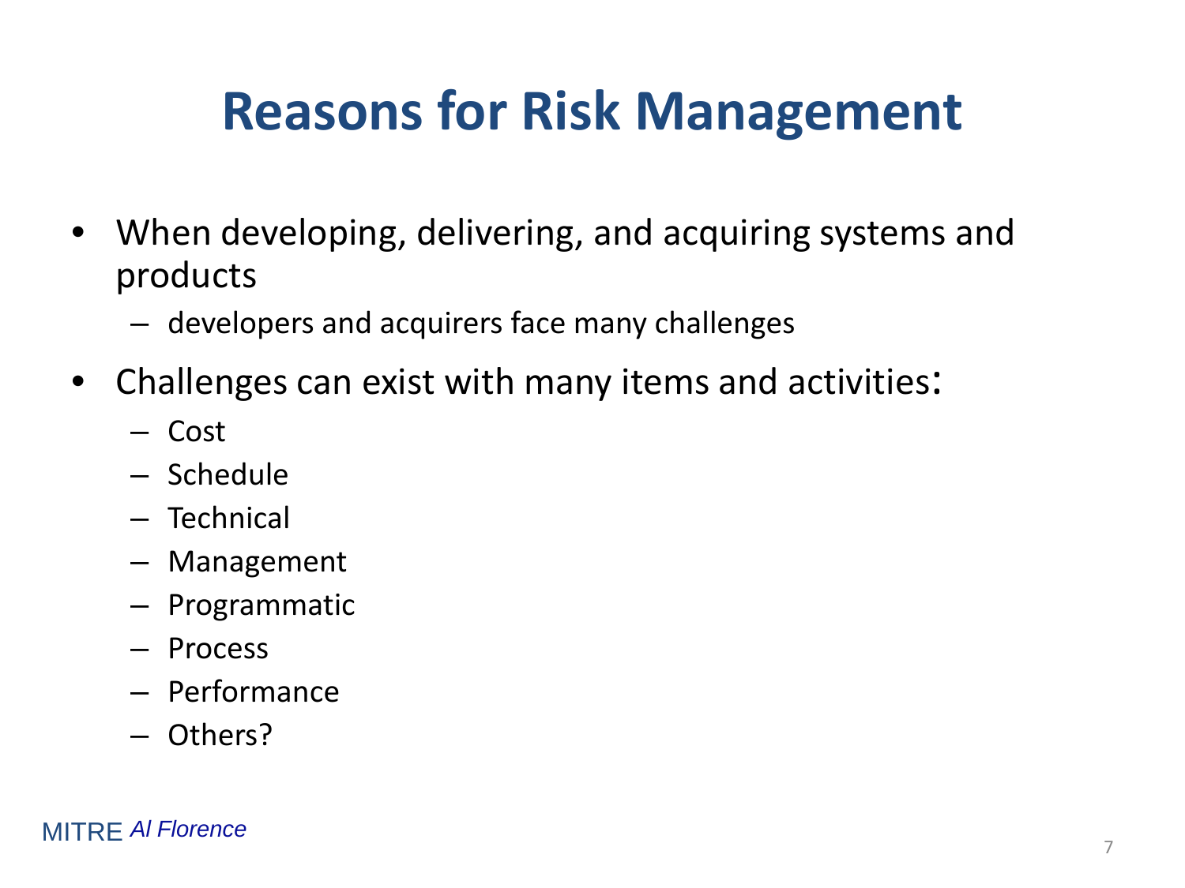# Reasons for Risk Management

- When developing, delivering, and acquiring systems and products
  - developers and acquirers face many challenges
- Challenges can exist with many items and activities:
  - Cost
  - Schedule
  - Technical
  - Management
  - Programmatic
  - Process
  - Performance
  - Others?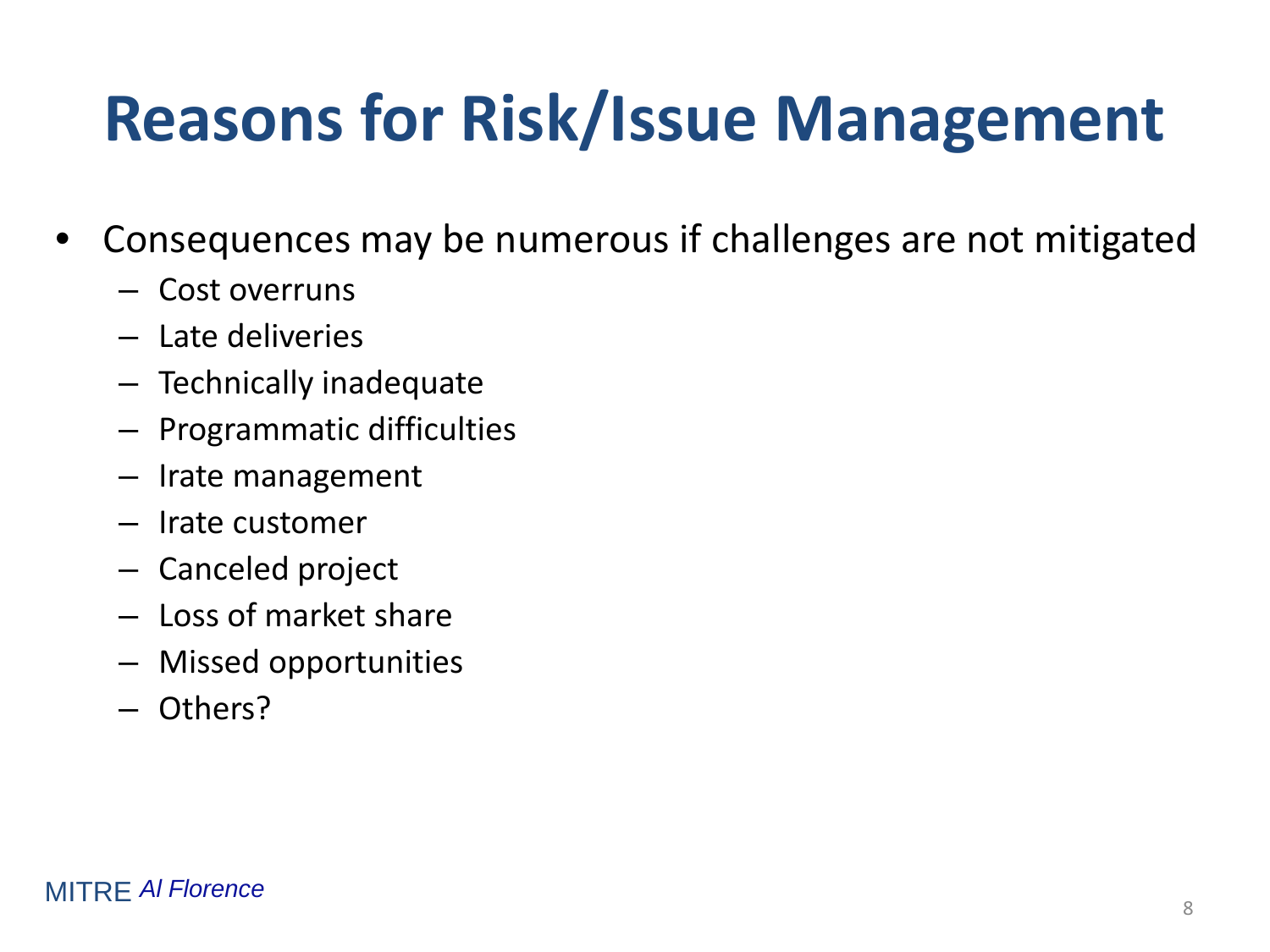# Reasons for Risk/Issue Management

- Consequences may be numerous if challenges are not mitigated
  - Cost overruns
  - Late deliveries
  - Technically inadequate
  - Programmatic difficulties
  - Irate management
  - Irate customer
  - Canceled project
  - Loss of market share
  - Missed opportunities
  - Others?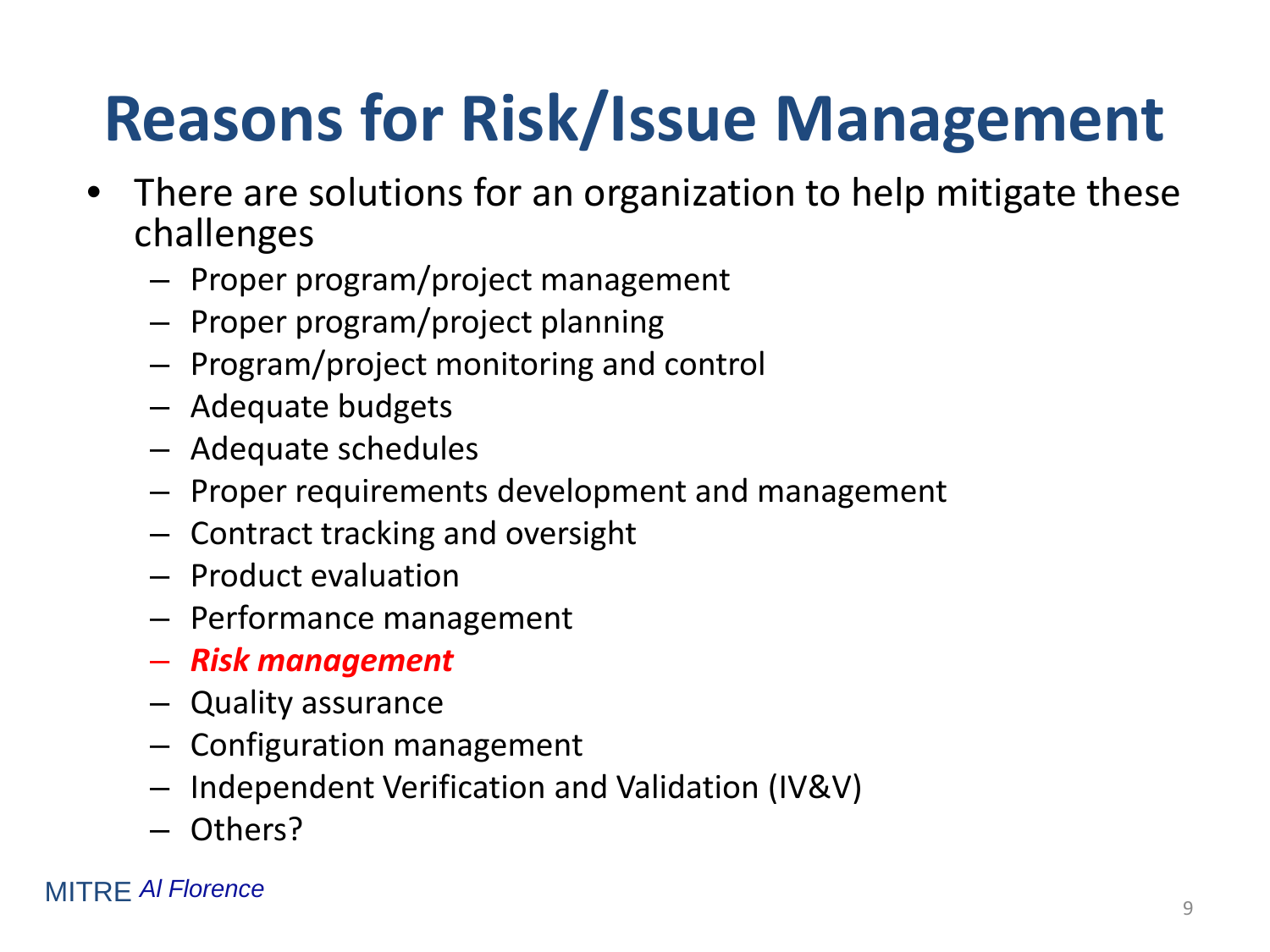# Reasons for Risk/Issue Management

- There are solutions for an organization to help mitigate these challenges
  - Proper program/project management
  - Proper program/project planning
  - Program/project monitoring and control
  - Adequate budgets
  - Adequate schedules
  - Proper requirements development and management
  - Contract tracking and oversight
  - Product evaluation
  - Performance management
  - ***Risk management***
  - Quality assurance
  - Configuration management
  - Independent Verification and Validation (IV&V)
  - Others?

MITRE *Al Florence*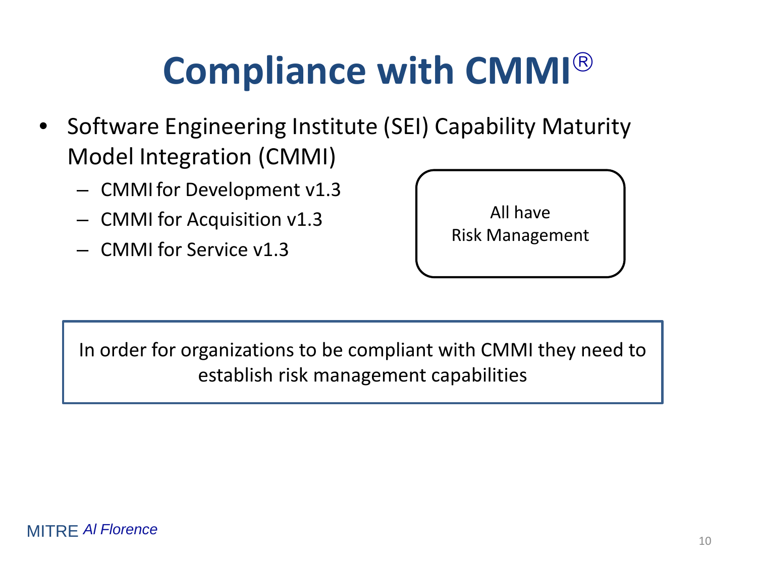# Compliance with CMMI®

- Software Engineering Institute (SEI) Capability Maturity Model Integration (CMMI)
  - CMMI for Development v1.3
  - CMMI for Acquisition v1.3
  - CMMI for Service v1.3

All have
Risk Management

In order for organizations to be compliant with CMMI they need to establish risk management capabilities

MITRE *Al Florence*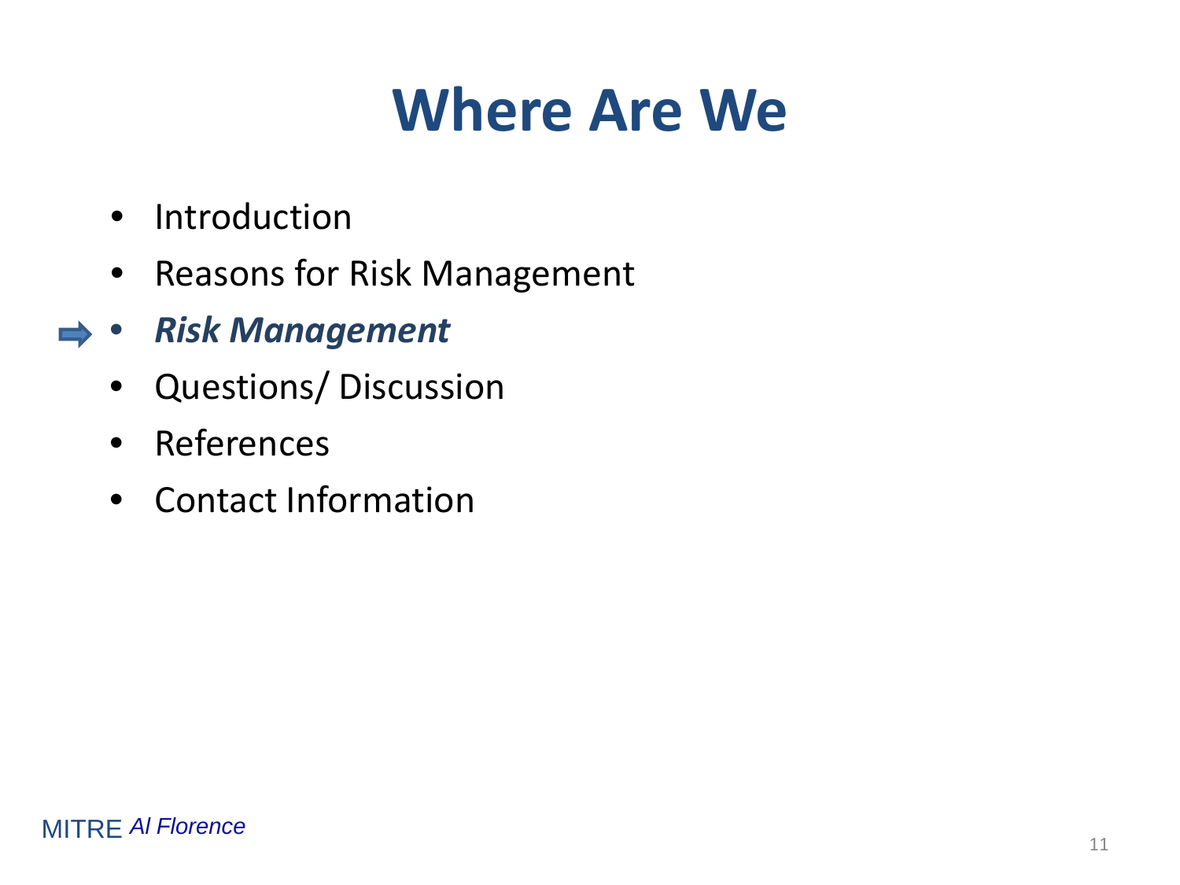# Where Are We

- Introduction
- Reasons for Risk Management
- ***Risk Management***
- Questions/ Discussion
- References
- Contact Information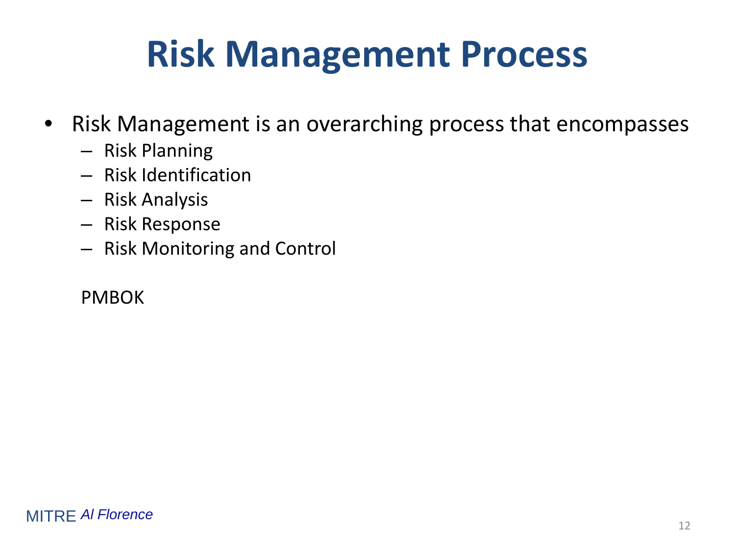# Risk Management Process

- Risk Management is an overarching process that encompasses
  - Risk Planning
  - Risk Identification
  - Risk Analysis
  - Risk Response
  - Risk Monitoring and Control

  PMBOK

MITRE *Al Florence*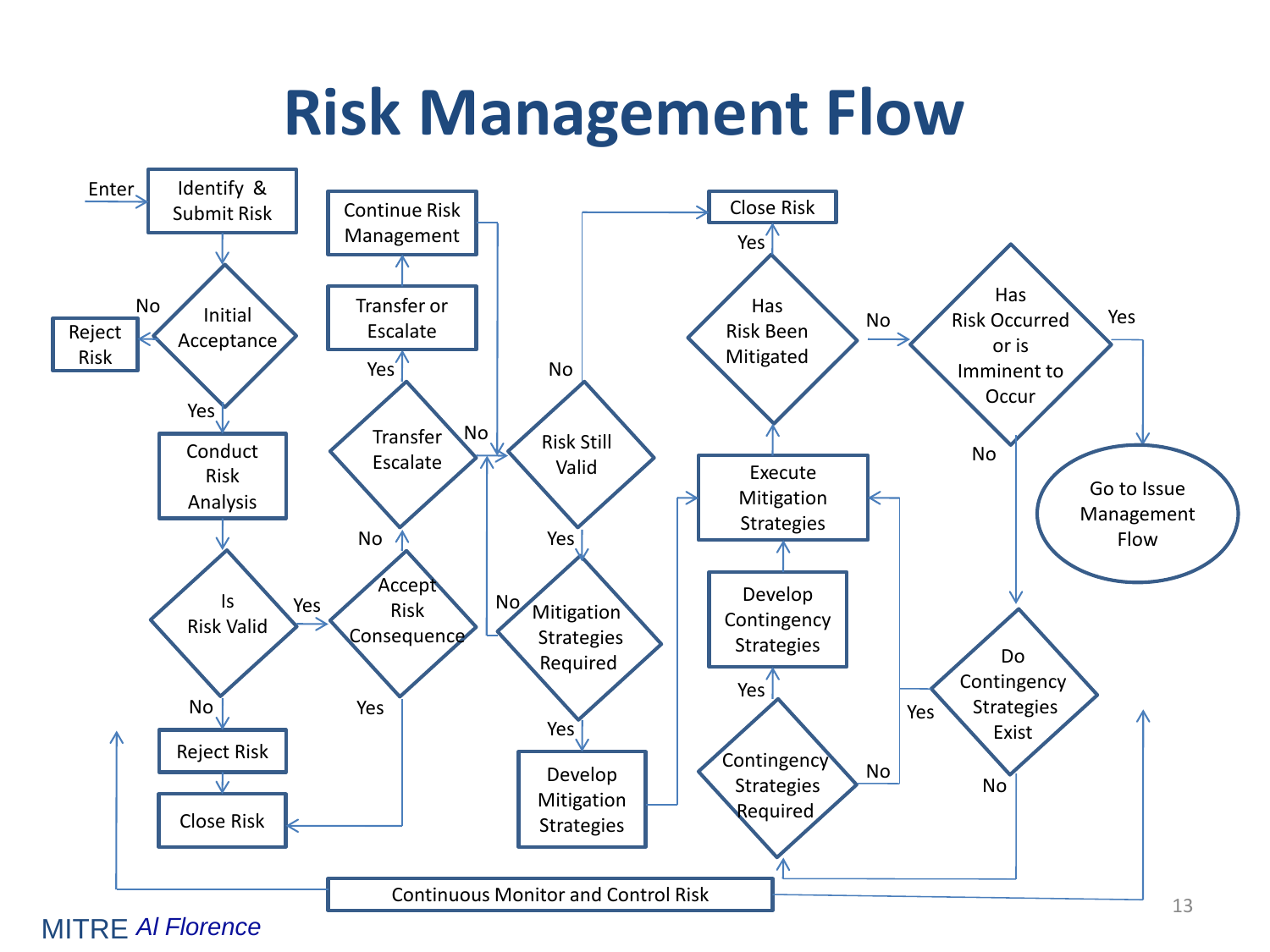# Risk Management Flow

Enter → Identify & Submit Risk

Initial Acceptance — No → Reject Risk; Yes → Conduct Risk Analysis

Conduct Risk Analysis → Is Risk Valid

Is Risk Valid — No → Reject Risk → Close Risk; Yes → Accept Risk Consequence

Accept Risk Consequence — Yes → Close Risk; No → Transfer Escalate

Transfer Escalate — Yes → Transfer or Escalate → Continue Risk Management → Risk Still Valid; No → Risk Still Valid

Risk Still Valid — No → Close Risk; Yes → Mitigation Strategies Required

Mitigation Strategies Required — No → Risk Still Valid; Yes → Develop Mitigation Strategies → Execute Mitigation Strategies

Execute Mitigation Strategies → Has Risk Been Mitigated

Has Risk Been Mitigated — Yes → Close Risk; No → Has Risk Occurred or is Imminent to Occur

Has Risk Occurred or is Imminent to Occur — Yes → Go to Issue Management Flow; No → Do Contingency Strategies Exist

Do Contingency Strategies Exist — Yes → Execute Mitigation Strategies; No → Contingency Strategies Required

Contingency Strategies Required — Yes → Develop Contingency Strategies → Execute Mitigation Strategies; No → Execute Mitigation Strategies

Continuous Monitor and Control Risk

MITRE *Al Florence*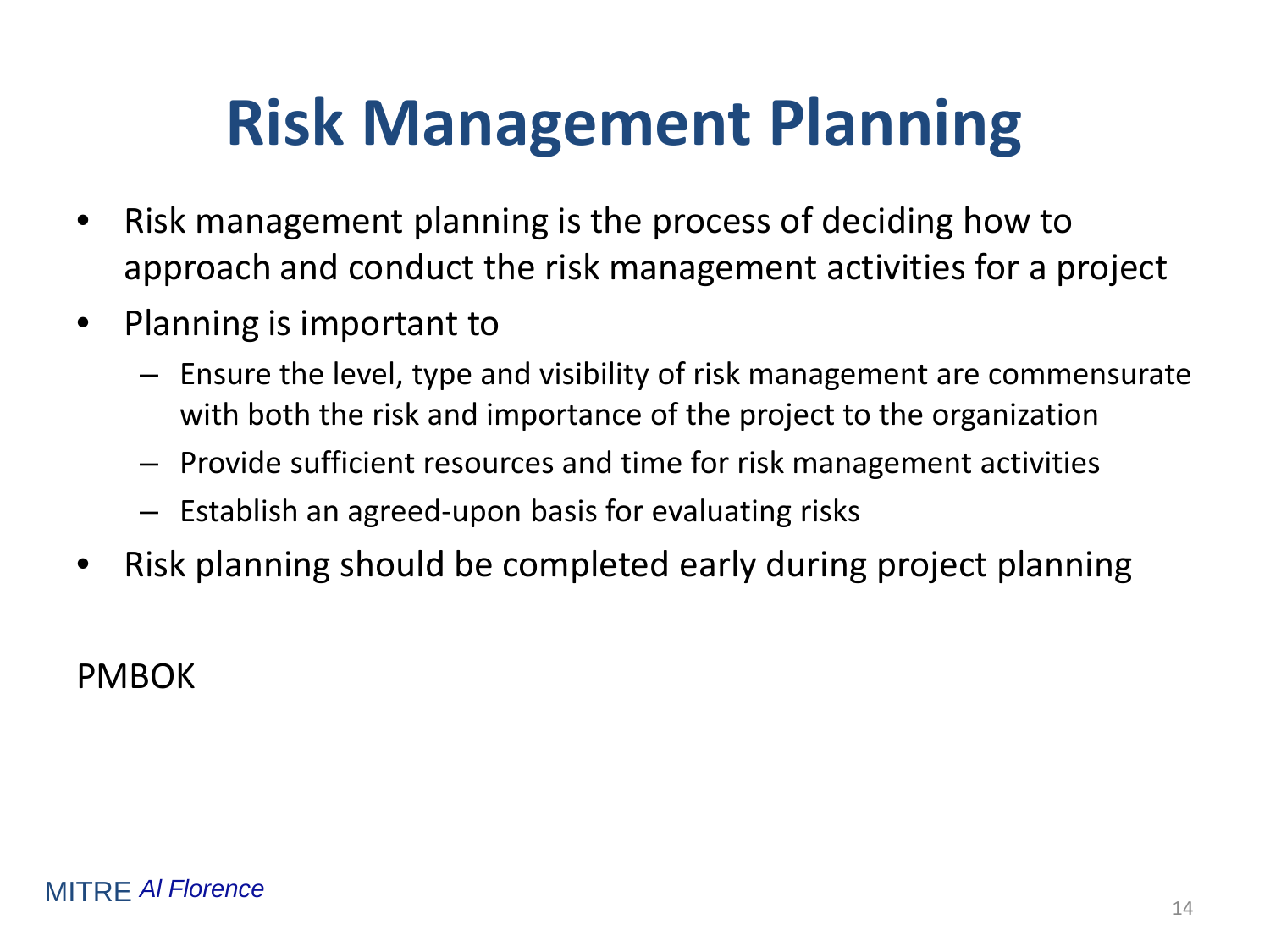# Risk Management Planning

- Risk management planning is the process of deciding how to approach and conduct the risk management activities for a project
- Planning is important to
  - Ensure the level, type and visibility of risk management are commensurate with both the risk and importance of the project to the organization
  - Provide sufficient resources and time for risk management activities
  - Establish an agreed-upon basis for evaluating risks
- Risk planning should be completed early during project planning

PMBOK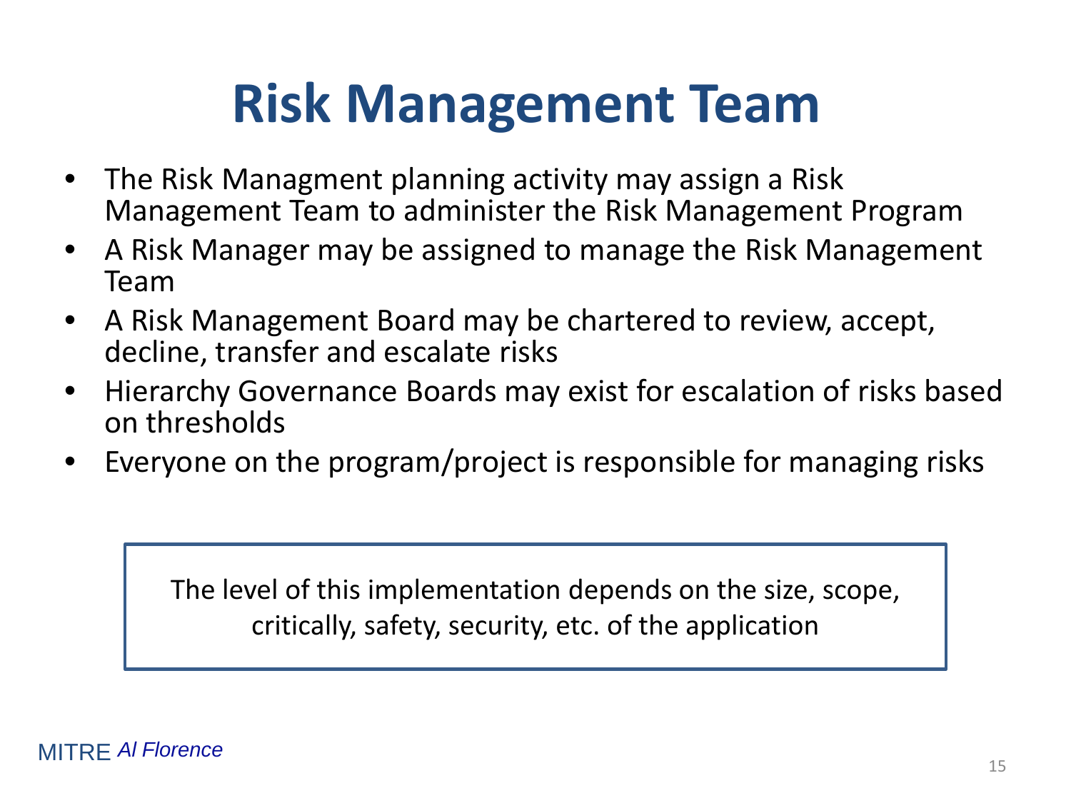# Risk Management Team

- The Risk Managment planning activity may assign a Risk Management Team to administer the Risk Management Program
- A Risk Manager may be assigned to manage the Risk Management Team
- A Risk Management Board may be chartered to review, accept, decline, transfer and escalate risks
- Hierarchy Governance Boards may exist for escalation of risks based on thresholds
- Everyone on the program/project is responsible for managing risks

> The level of this implementation depends on the size, scope, critically, safety, security, etc. of the application

MITRE *Al Florence*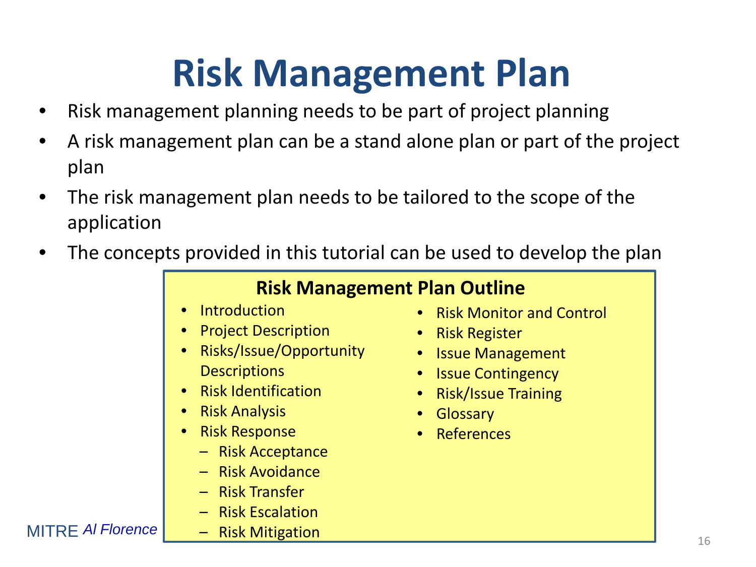# Risk Management Plan

- Risk management planning needs to be part of project planning
- A risk management plan can be a stand alone plan or part of the project plan
- The risk management plan needs to be tailored to the scope of the application
- The concepts provided in this tutorial can be used to develop the plan

**Risk Management Plan Outline**

- Introduction
- Project Description
- Risks/Issue/Opportunity Descriptions
- Risk Identification
- Risk Analysis
- Risk Response
  - Risk Acceptance
  - Risk Avoidance
  - Risk Transfer
  - Risk Escalation
  - Risk Mitigation
- Risk Monitor and Control
- Risk Register
- Issue Management
- Issue Contingency
- Risk/Issue Training
- Glossary
- References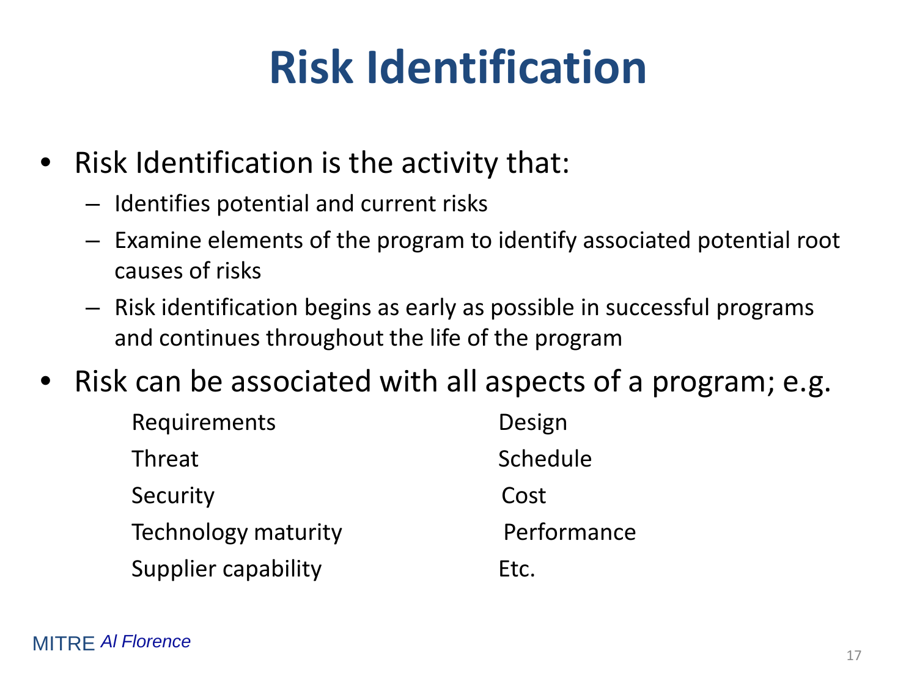# Risk Identification

- Risk Identification is the activity that:
  - Identifies potential and current risks
  - Examine elements of the program to identify associated potential root causes of risks
  - Risk identification begins as early as possible in successful programs and continues throughout the life of the program
- Risk can be associated with all aspects of a program; e.g.

| | |
|---|---|
| Requirements | Design |
| Threat | Schedule |
| Security | Cost |
| Technology maturity | Performance |
| Supplier capability | Etc. |

MITRE *Al Florence*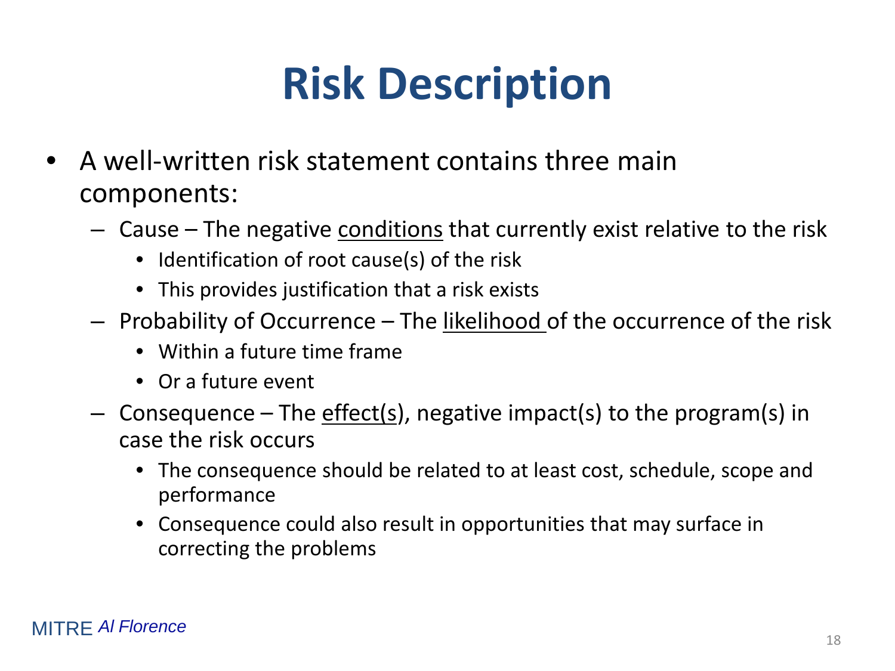# Risk Description

- A well-written risk statement contains three main components:
  - Cause – The negative conditions that currently exist relative to the risk
    - Identification of root cause(s) of the risk
    - This provides justification that a risk exists
  - Probability of Occurrence – The likelihood of the occurrence of the risk
    - Within a future time frame
    - Or a future event
  - Consequence – The effect(s), negative impact(s) to the program(s) in case the risk occurs
    - The consequence should be related to at least cost, schedule, scope and performance
    - Consequence could also result in opportunities that may surface in correcting the problems

MITRE *Al Florence*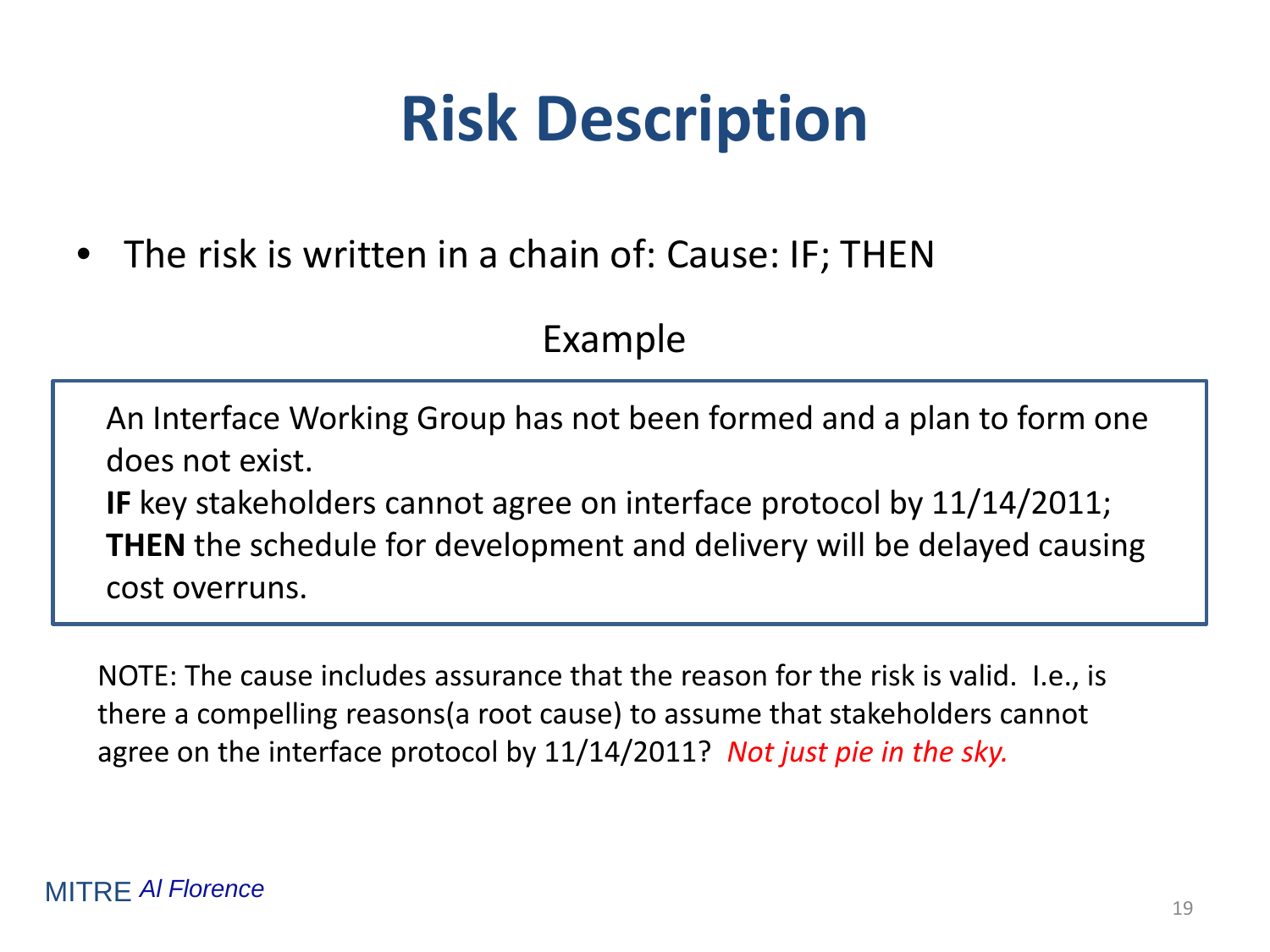# Risk Description

- The risk is written in a chain of: Cause: IF; THEN

Example

> An Interface Working Group has not been formed and a plan to form one does not exist.
> **IF** key stakeholders cannot agree on interface protocol by 11/14/2011;
> **THEN** the schedule for development and delivery will be delayed causing cost overruns.

NOTE: The cause includes assurance that the reason for the risk is valid. I.e., is there a compelling reasons(a root cause) to assume that stakeholders cannot agree on the interface protocol by 11/14/2011? *Not just pie in the sky.*

MITRE *Al Florence*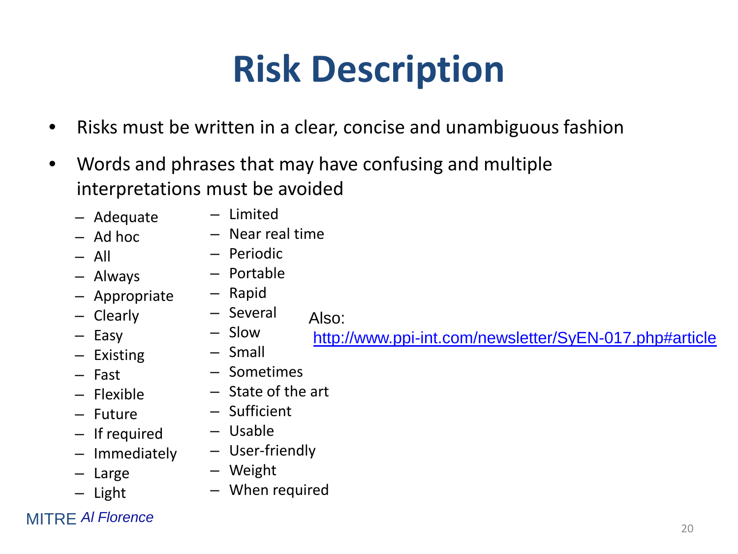# Risk Description

- Risks must be written in a clear, concise and unambiguous fashion
- Words and phrases that may have confusing and multiple interpretations must be avoided
  - Adequate
  - Ad hoc
  - All
  - Always
  - Appropriate
  - Clearly
  - Easy
  - Existing
  - Fast
  - Flexible
  - Future
  - If required
  - Immediately
  - Large
  - Light
  - Limited
  - Near real time
  - Periodic
  - Portable
  - Rapid
  - Several
  - Slow
  - Small
  - Sometimes
  - State of the art
  - Sufficient
  - Usable
  - User-friendly
  - Weight
  - When required

Also:
http://www.ppi-int.com/newsletter/SyEN-017.php#article

MITRE *Al Florence*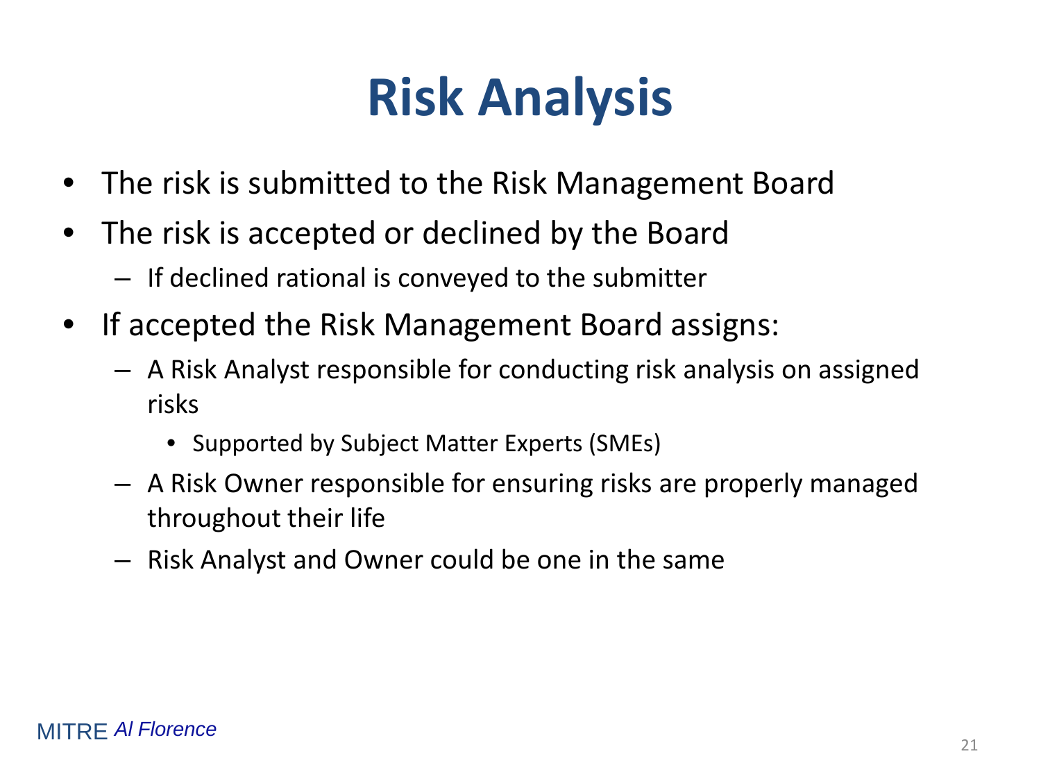# Risk Analysis

- The risk is submitted to the Risk Management Board
- The risk is accepted or declined by the Board
  - If declined rational is conveyed to the submitter
- If accepted the Risk Management Board assigns:
  - A Risk Analyst responsible for conducting risk analysis on assigned risks
    - Supported by Subject Matter Experts (SMEs)
  - A Risk Owner responsible for ensuring risks are properly managed throughout their life
  - Risk Analyst and Owner could be one in the same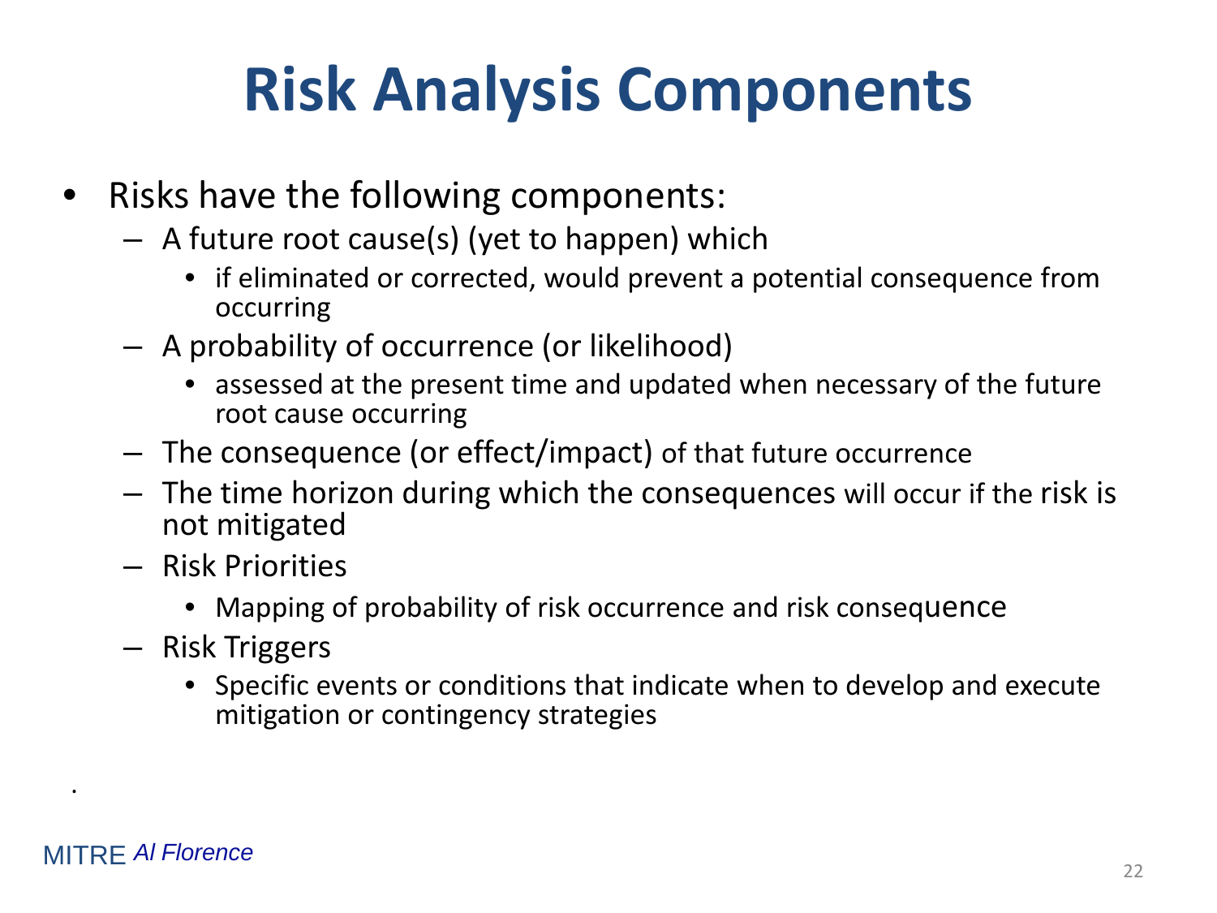# Risk Analysis Components

- Risks have the following components:
  - A future root cause(s) (yet to happen) which
    - if eliminated or corrected, would prevent a potential consequence from occurring
  - A probability of occurrence (or likelihood)
    - assessed at the present time and updated when necessary of the future root cause occurring
  - The consequence (or effect/impact) of that future occurrence
  - The time horizon during which the consequences will occur if the risk is not mitigated
  - Risk Priorities
    - Mapping of probability of risk occurrence and risk consequence
  - Risk Triggers
    - Specific events or conditions that indicate when to develop and execute mitigation or contingency strategies

.

MITRE *Al Florence*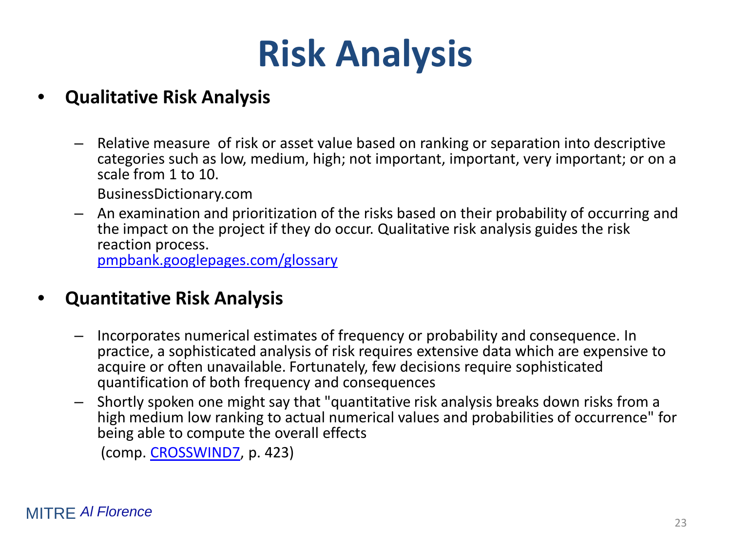# Risk Analysis

- **Qualitative Risk Analysis**
  - Relative measure  of risk or asset value based on ranking or separation into descriptive categories such as low, medium, high; not important, important, very important; or on a scale from 1 to 10.

    BusinessDictionary.com
  - An examination and prioritization of the risks based on their probability of occurring and the impact on the project if they do occur. Qualitative risk analysis guides the risk reaction process.

    pmpbank.googlepages.com/glossary

- **Quantitative Risk Analysis**
  - Incorporates numerical estimates of frequency or probability and consequence. In practice, a sophisticated analysis of risk requires extensive data which are expensive to acquire or often unavailable. Fortunately, few decisions require sophisticated quantification of both frequency and consequences
  - Shortly spoken one might say that "quantitative risk analysis breaks down risks from a high medium low ranking to actual numerical values and probabilities of occurrence" for being able to compute the overall effects

    (comp. CROSSWIND7, p. 423)

MITRE *Al Florence*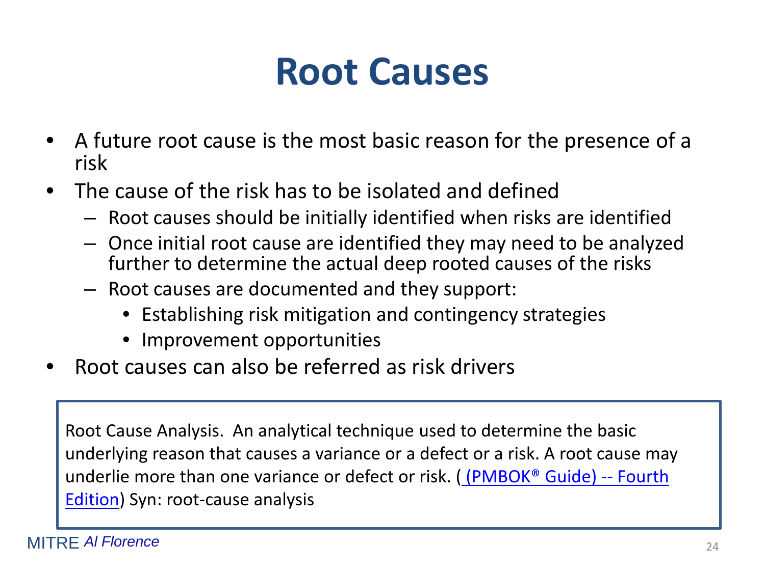# Root Causes

- A future root cause is the most basic reason for the presence of a risk
- The cause of the risk has to be isolated and defined
  - Root causes should be initially identified when risks are identified
  - Once initial root cause are identified they may need to be analyzed further to determine the actual deep rooted causes of the risks
  - Root causes are documented and they support:
    - Establishing risk mitigation and contingency strategies
    - Improvement opportunities
- Root causes can also be referred as risk drivers

> Root Cause Analysis. An analytical technique used to determine the basic underlying reason that causes a variance or a defect or a risk. A root cause may underlie more than one variance or defect or risk. ( (PMBOK® Guide) -- Fourth Edition) Syn: root-cause analysis

MITRE *Al Florence*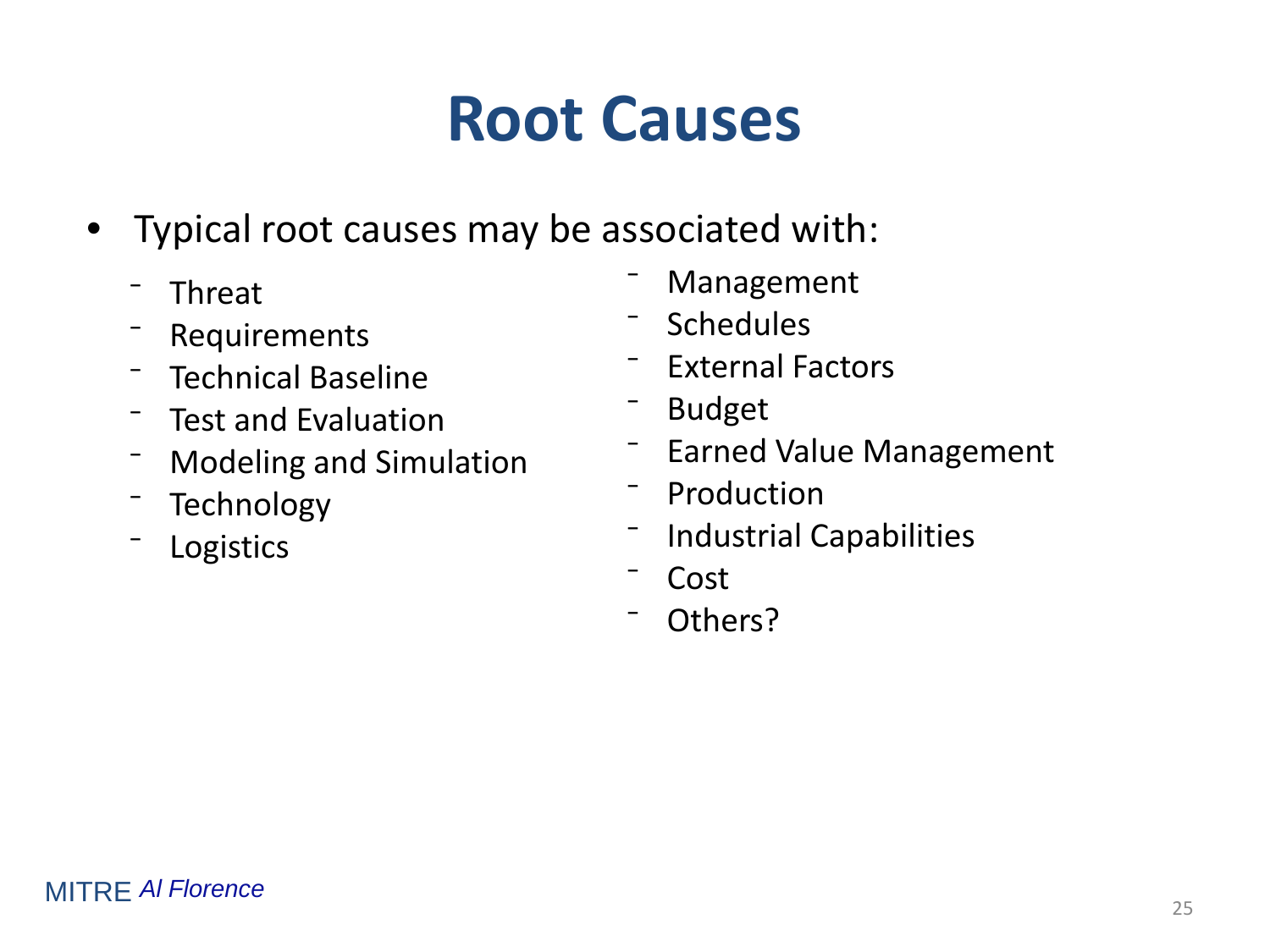# Root Causes

- Typical root causes may be associated with:
  - Threat
  - Requirements
  - Technical Baseline
  - Test and Evaluation
  - Modeling and Simulation
  - Technology
  - Logistics
  - Management
  - Schedules
  - External Factors
  - Budget
  - Earned Value Management
  - Production
  - Industrial Capabilities
  - Cost
  - Others?

MITRE *Al Florence*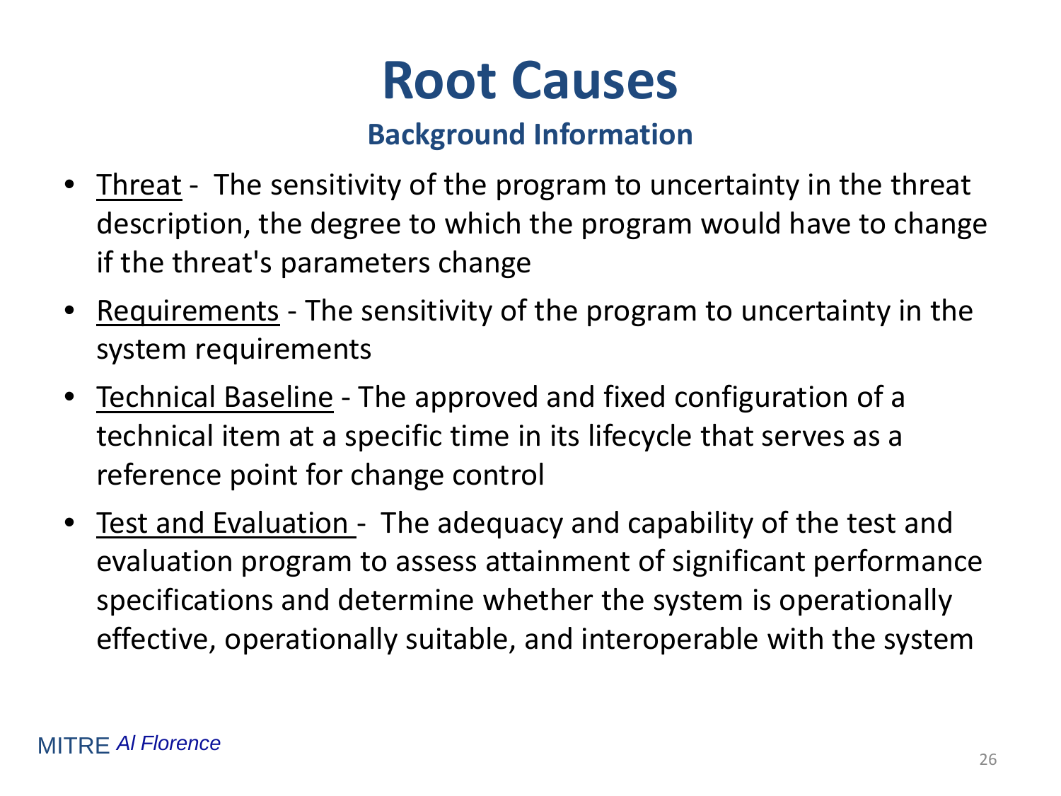# Root Causes

## Background Information

- Threat - The sensitivity of the program to uncertainty in the threat description, the degree to which the program would have to change if the threat's parameters change
- Requirements - The sensitivity of the program to uncertainty in the system requirements
- Technical Baseline - The approved and fixed configuration of a technical item at a specific time in its lifecycle that serves as a reference point for change control
- Test and Evaluation - The adequacy and capability of the test and evaluation program to assess attainment of significant performance specifications and determine whether the system is operationally effective, operationally suitable, and interoperable with the system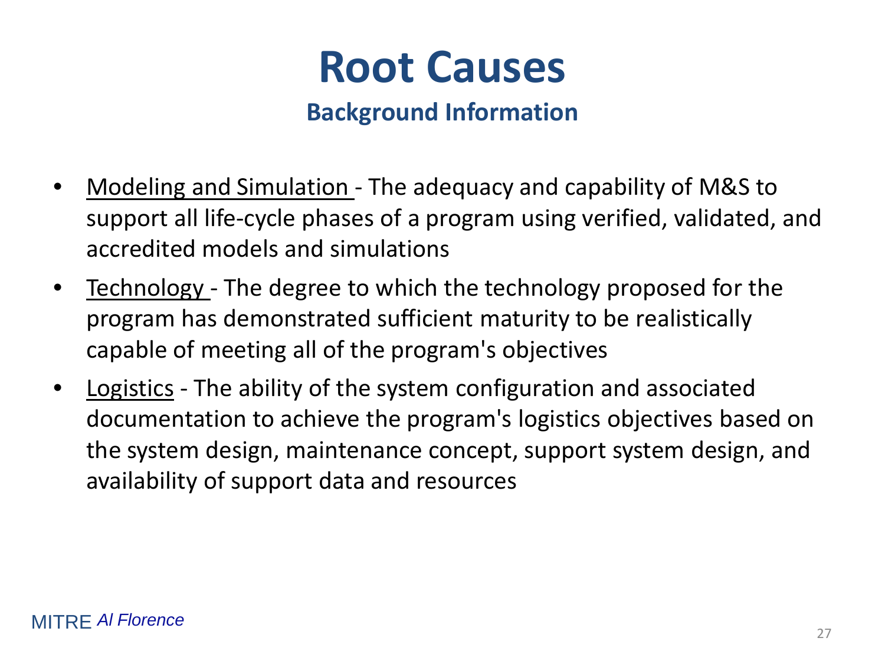# Root Causes

## Background Information

- Modeling and Simulation - The adequacy and capability of M&S to support all life-cycle phases of a program using verified, validated, and accredited models and simulations
- Technology - The degree to which the technology proposed for the program has demonstrated sufficient maturity to be realistically capable of meeting all of the program's objectives
- Logistics - The ability of the system configuration and associated documentation to achieve the program's logistics objectives based on the system design, maintenance concept, support system design, and availability of support data and resources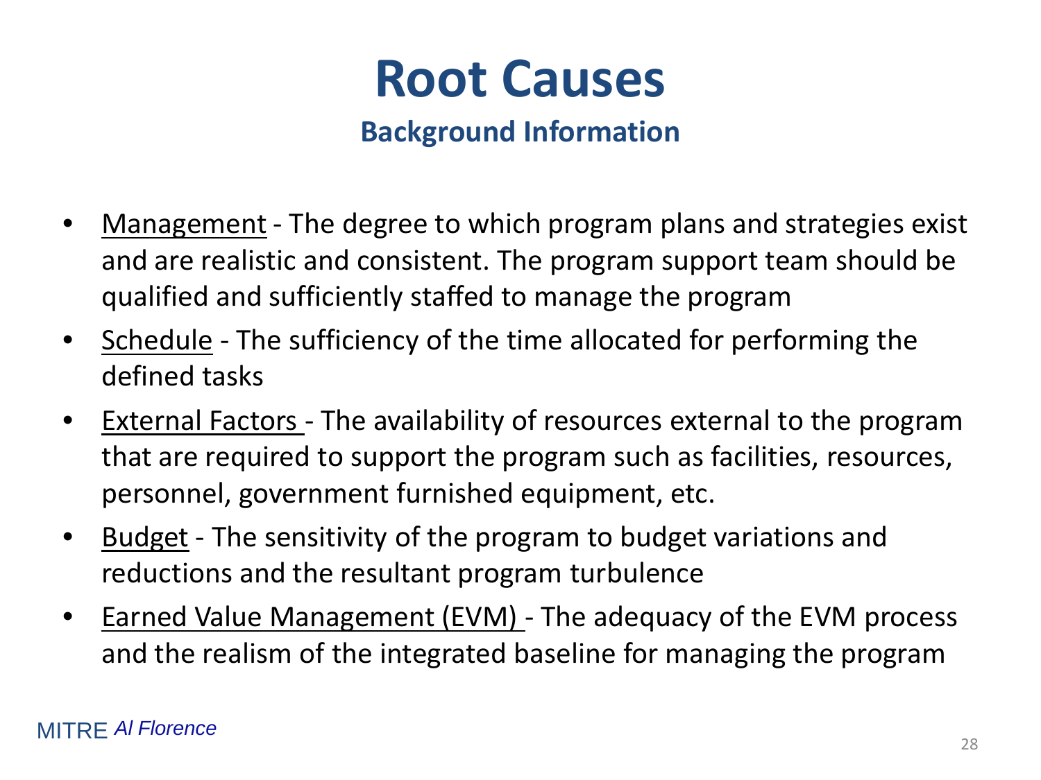# Root Causes

## Background Information

- Management - The degree to which program plans and strategies exist and are realistic and consistent. The program support team should be qualified and sufficiently staffed to manage the program
- Schedule - The sufficiency of the time allocated for performing the defined tasks
- External Factors - The availability of resources external to the program that are required to support the program such as facilities, resources, personnel, government furnished equipment, etc.
- Budget - The sensitivity of the program to budget variations and reductions and the resultant program turbulence
- Earned Value Management (EVM) - The adequacy of the EVM process and the realism of the integrated baseline for managing the program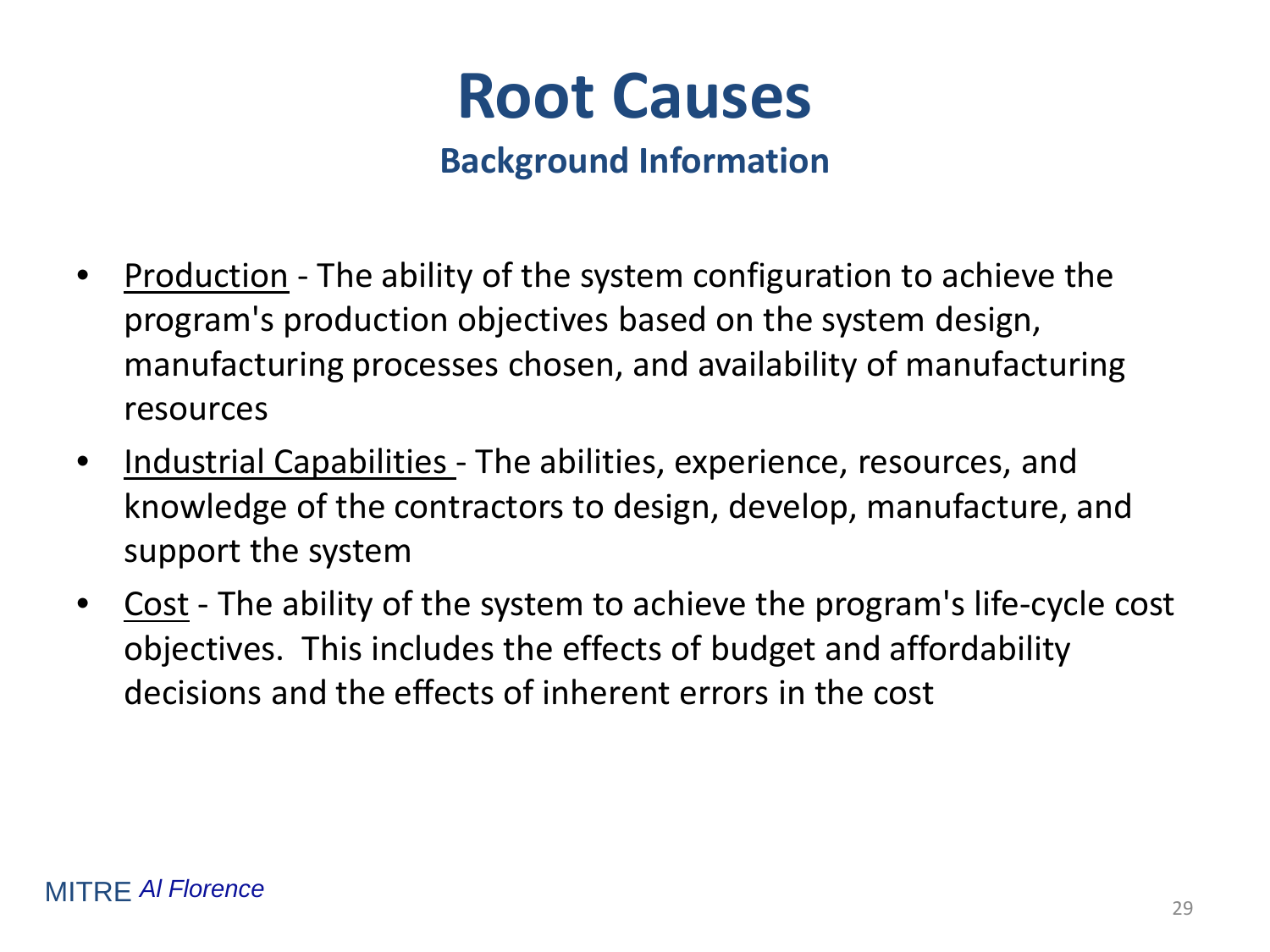# Root Causes

## Background Information

- Production - The ability of the system configuration to achieve the program's production objectives based on the system design, manufacturing processes chosen, and availability of manufacturing resources
- Industrial Capabilities - The abilities, experience, resources, and knowledge of the contractors to design, develop, manufacture, and support the system
- Cost - The ability of the system to achieve the program's life-cycle cost objectives. This includes the effects of budget and affordability decisions and the effects of inherent errors in the cost

MITRE *Al Florence*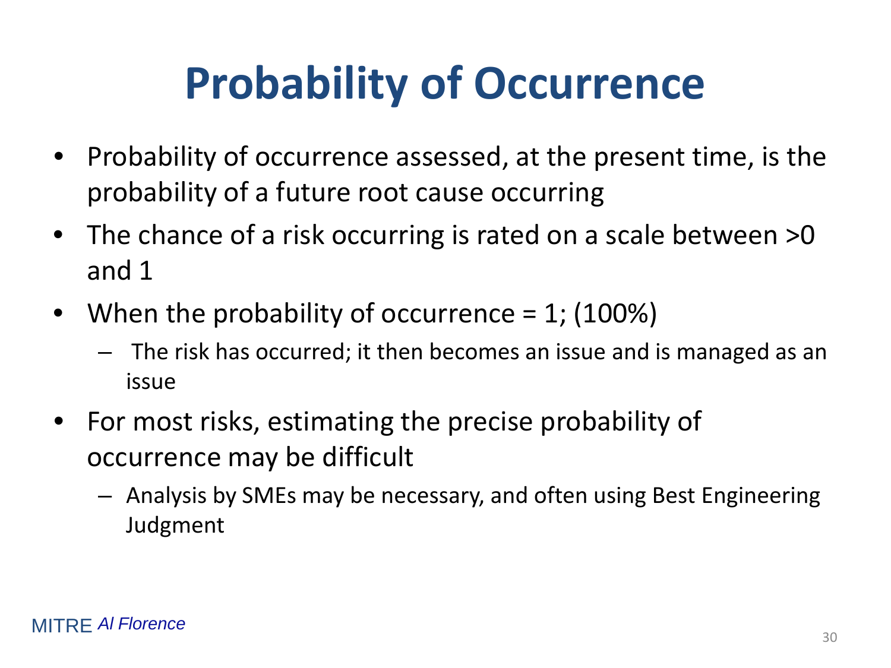# Probability of Occurrence

- Probability of occurrence assessed, at the present time, is the probability of a future root cause occurring
- The chance of a risk occurring is rated on a scale between >0 and 1
- When the probability of occurrence = 1; (100%)
  - The risk has occurred; it then becomes an issue and is managed as an issue
- For most risks, estimating the precise probability of occurrence may be difficult
  - Analysis by SMEs may be necessary, and often using Best Engineering Judgment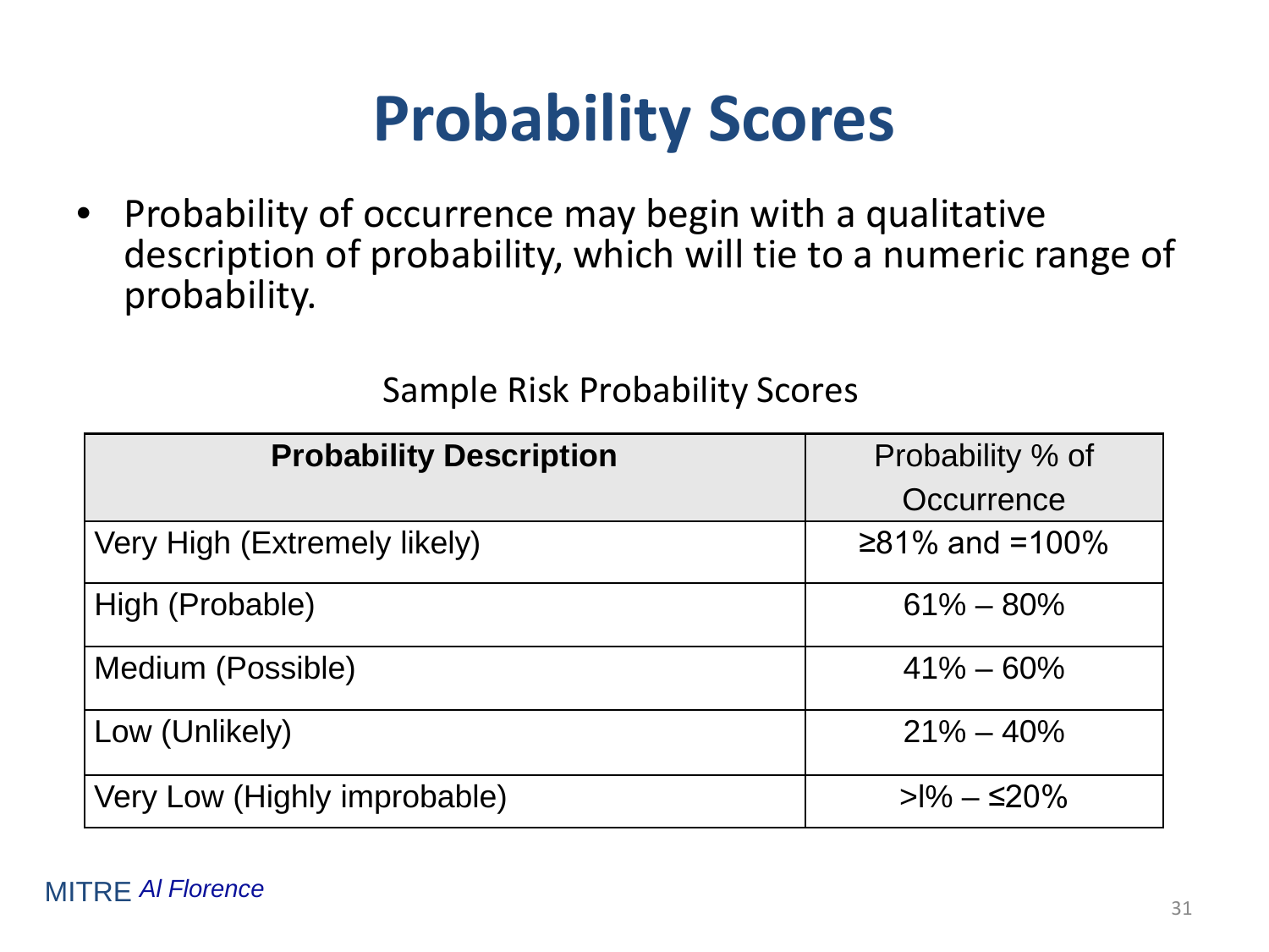# Probability Scores

- Probability of occurrence may begin with a qualitative description of probability, which will tie to a numeric range of probability.

Sample Risk Probability Scores

| **Probability Description** | Probability % of Occurrence |
|---|---|
| Very High (Extremely likely) | ≥81% and =100% |
| High (Probable) | 61% – 80% |
| Medium (Possible) | 41% – 60% |
| Low (Unlikely) | 21% – 40% |
| Very Low (Highly improbable) | >l% – ≤20% |

MITRE *Al Florence*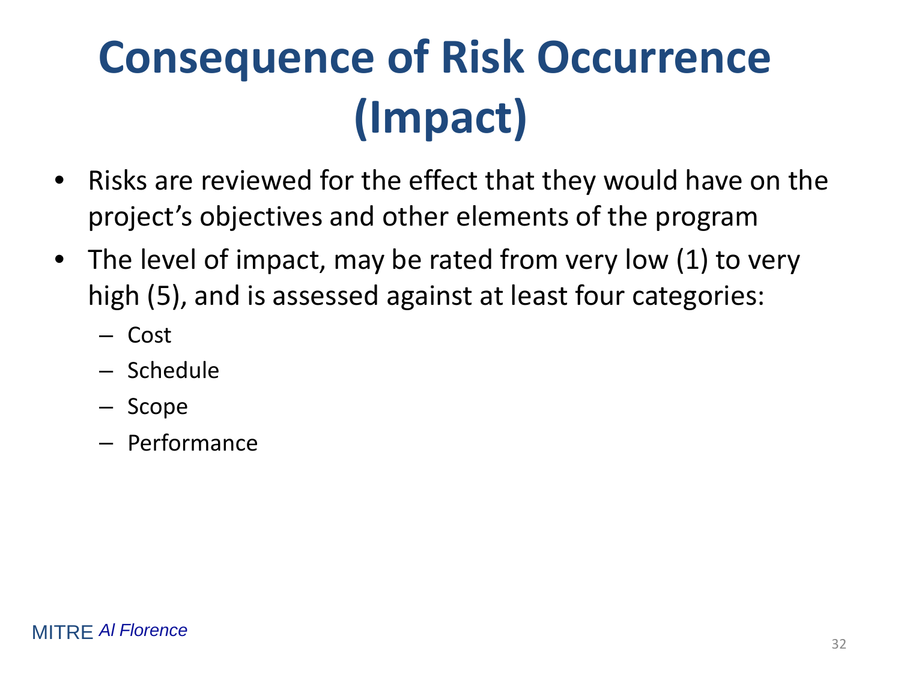# Consequence of Risk Occurrence (Impact)

- Risks are reviewed for the effect that they would have on the project's objectives and other elements of the program
- The level of impact, may be rated from very low (1) to very high (5), and is assessed against at least four categories:
  - Cost
  - Schedule
  - Scope
  - Performance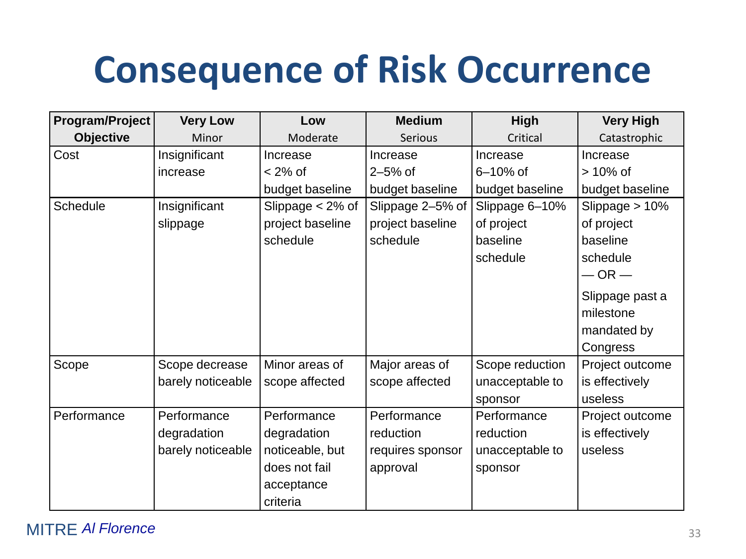# Consequence of Risk Occurrence

| Program/Project Objective | Very Low Minor | Low Moderate | Medium Serious | High Critical | Very High Catastrophic |
|---|---|---|---|---|---|
| Cost | Insignificant increase | Increase < 2% of budget baseline | Increase 2–5% of budget baseline | Increase 6–10% of budget baseline | Increase > 10% of budget baseline |
| Schedule | Insignificant slippage | Slippage < 2% of project baseline schedule | Slippage 2–5% of project baseline schedule | Slippage 6–10% of project baseline schedule | Slippage > 10% of project baseline schedule — OR — Slippage past a milestone mandated by Congress |
| Scope | Scope decrease barely noticeable | Minor areas of scope affected | Major areas of scope affected | Scope reduction unacceptable to sponsor | Project outcome is effectively useless |
| Performance | Performance degradation barely noticeable | Performance degradation noticeable, but does not fail acceptance criteria | Performance reduction requires sponsor approval | Performance reduction unacceptable to sponsor | Project outcome is effectively useless |

MITRE *Al Florence*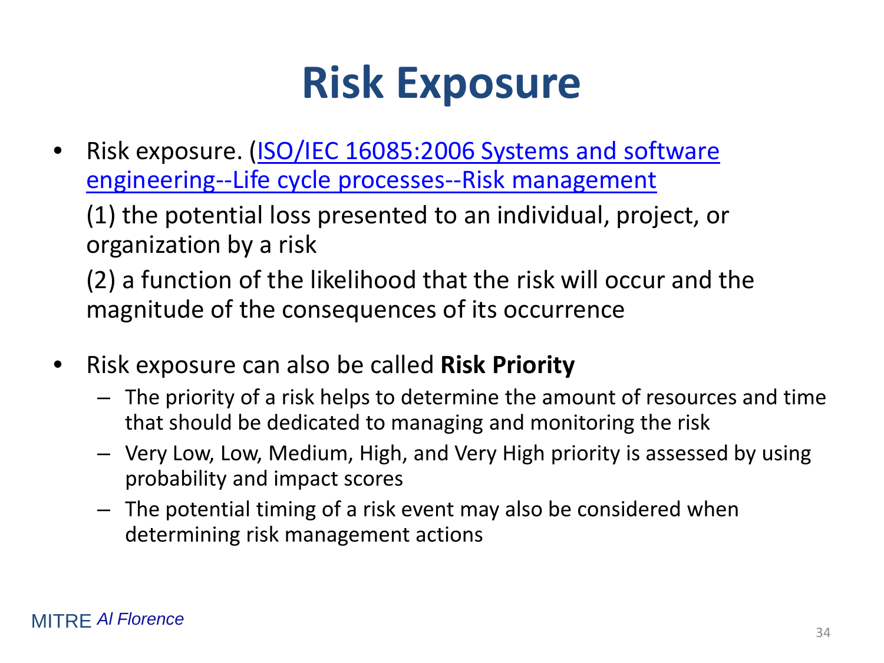# Risk Exposure

- Risk exposure. (ISO/IEC 16085:2006 Systems and software engineering--Life cycle processes--Risk management

  (1) the potential loss presented to an individual, project, or organization by a risk

  (2) a function of the likelihood that the risk will occur and the magnitude of the consequences of its occurrence

- Risk exposure can also be called **Risk Priority**
  - The priority of a risk helps to determine the amount of resources and time that should be dedicated to managing and monitoring the risk
  - Very Low, Low, Medium, High, and Very High priority is assessed by using probability and impact scores
  - The potential timing of a risk event may also be considered when determining risk management actions

MITRE *Al Florence*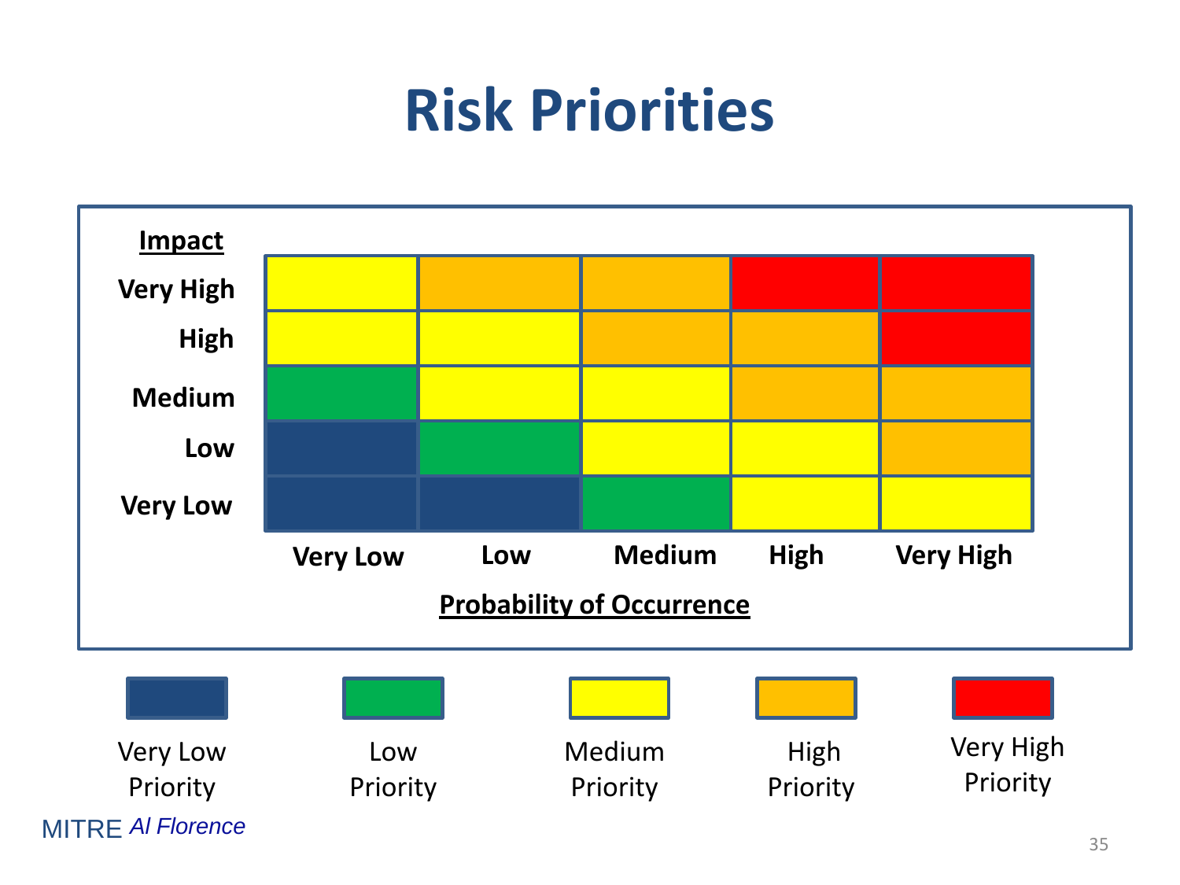# Risk Priorities

| Impact | Very Low | Low | Medium | High | Very High |
|---|---|---|---|---|---|
| **Very High** | Medium Priority | High Priority | High Priority | Very High Priority | Very High Priority |
| **High** | Medium Priority | Medium Priority | High Priority | High Priority | Very High Priority |
| **Medium** | Low Priority | Medium Priority | Medium Priority | High Priority | High Priority |
| **Low** | Very Low Priority | Low Priority | Medium Priority | Medium Priority | High Priority |
| **Very Low** | Very Low Priority | Very Low Priority | Low Priority | Medium Priority | Medium Priority |

**Probability of Occurrence** (columns)

Very Low Priority | Low Priority | Medium Priority | High Priority | Very High Priority

MITRE *Al Florence*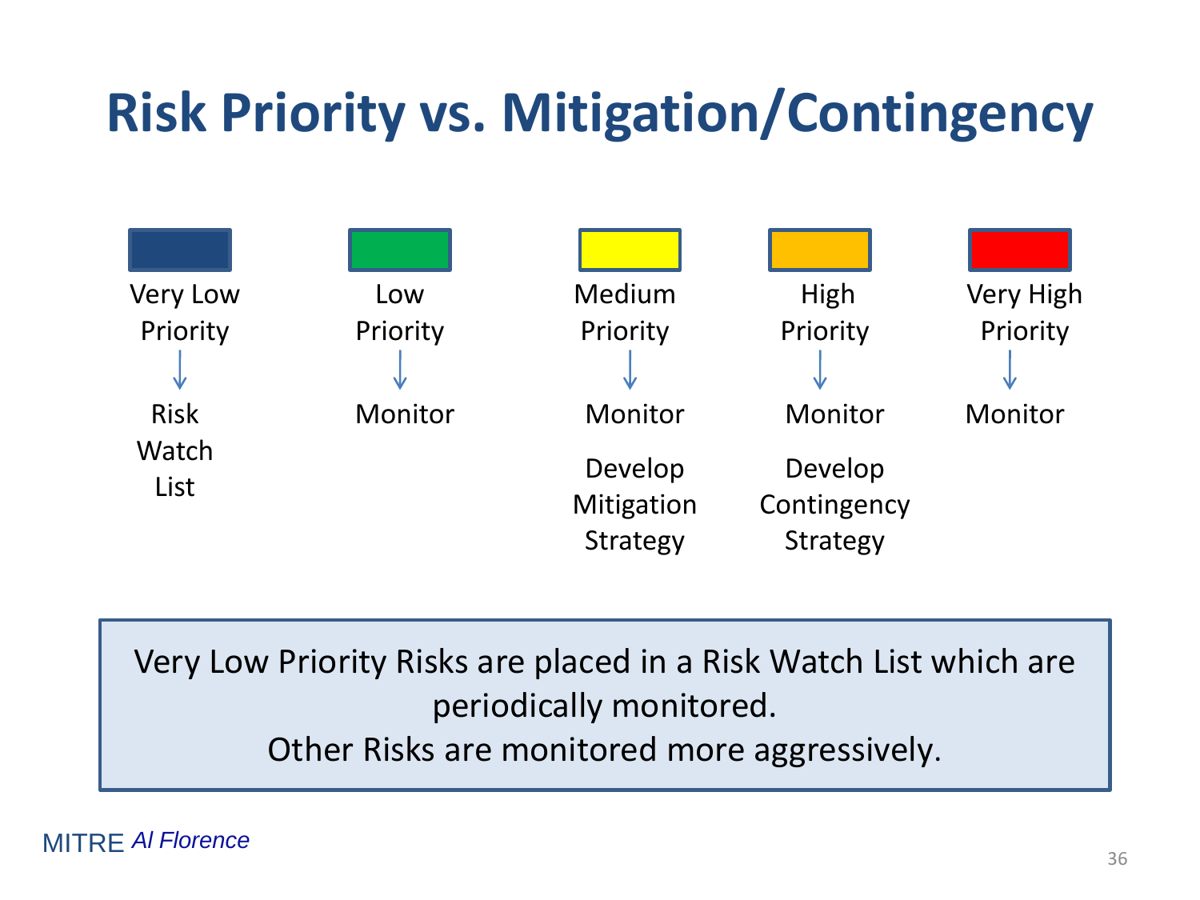# Risk Priority vs. Mitigation/Contingency

| Very Low Priority | Low Priority | Medium Priority | High Priority | Very High Priority |
|---|---|---|---|---|
| ↓ | ↓ | ↓ | ↓ | ↓ |
| Risk Watch List | Monitor | Monitor | Monitor | Monitor |
| | | Develop Mitigation Strategy | Develop Contingency Strategy | |

Very Low Priority Risks are placed in a Risk Watch List which are periodically monitored.
Other Risks are monitored more aggressively.

MITRE *Al Florence*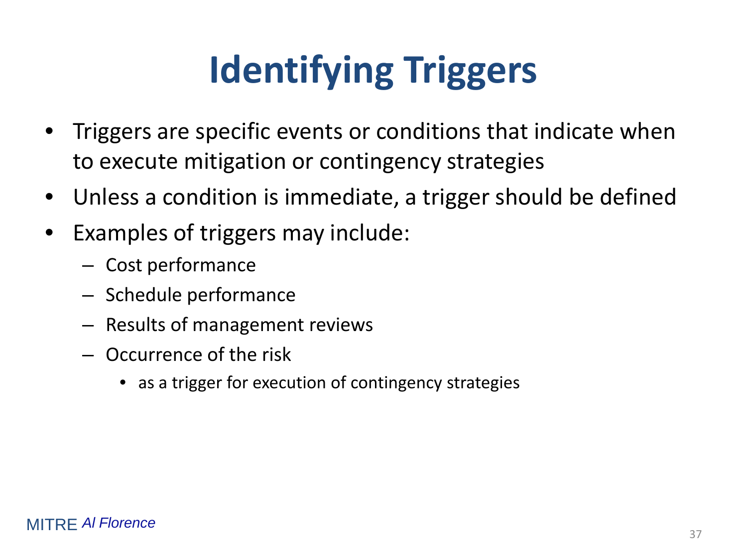# Identifying Triggers

- Triggers are specific events or conditions that indicate when to execute mitigation or contingency strategies
- Unless a condition is immediate, a trigger should be defined
- Examples of triggers may include:
  - Cost performance
  - Schedule performance
  - Results of management reviews
  - Occurrence of the risk
    - as a trigger for execution of contingency strategies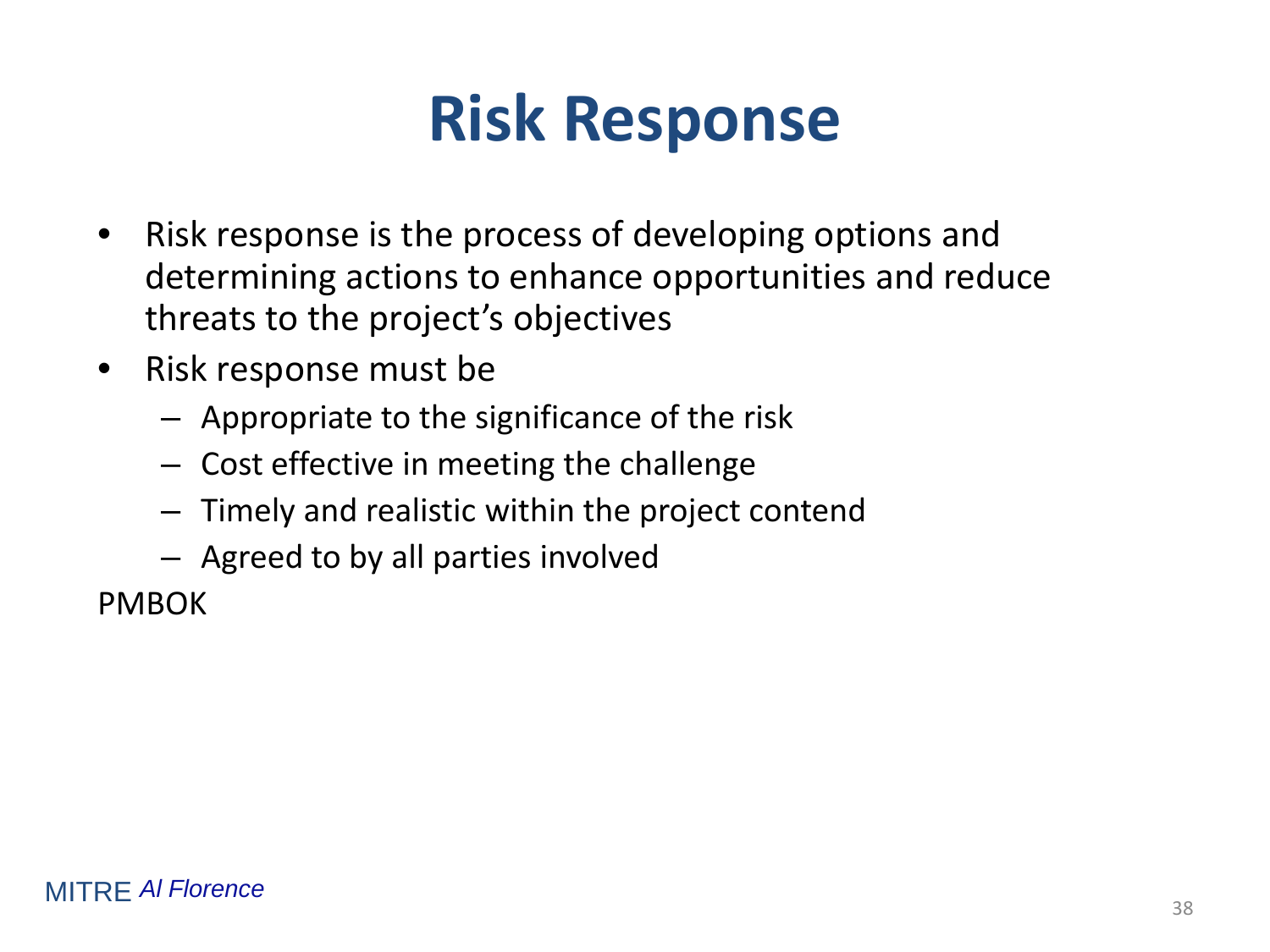# Risk Response

- Risk response is the process of developing options and determining actions to enhance opportunities and reduce threats to the project's objectives
- Risk response must be
  - Appropriate to the significance of the risk
  - Cost effective in meeting the challenge
  - Timely and realistic within the project contend
  - Agreed to by all parties involved

PMBOK

MITRE *Al Florence*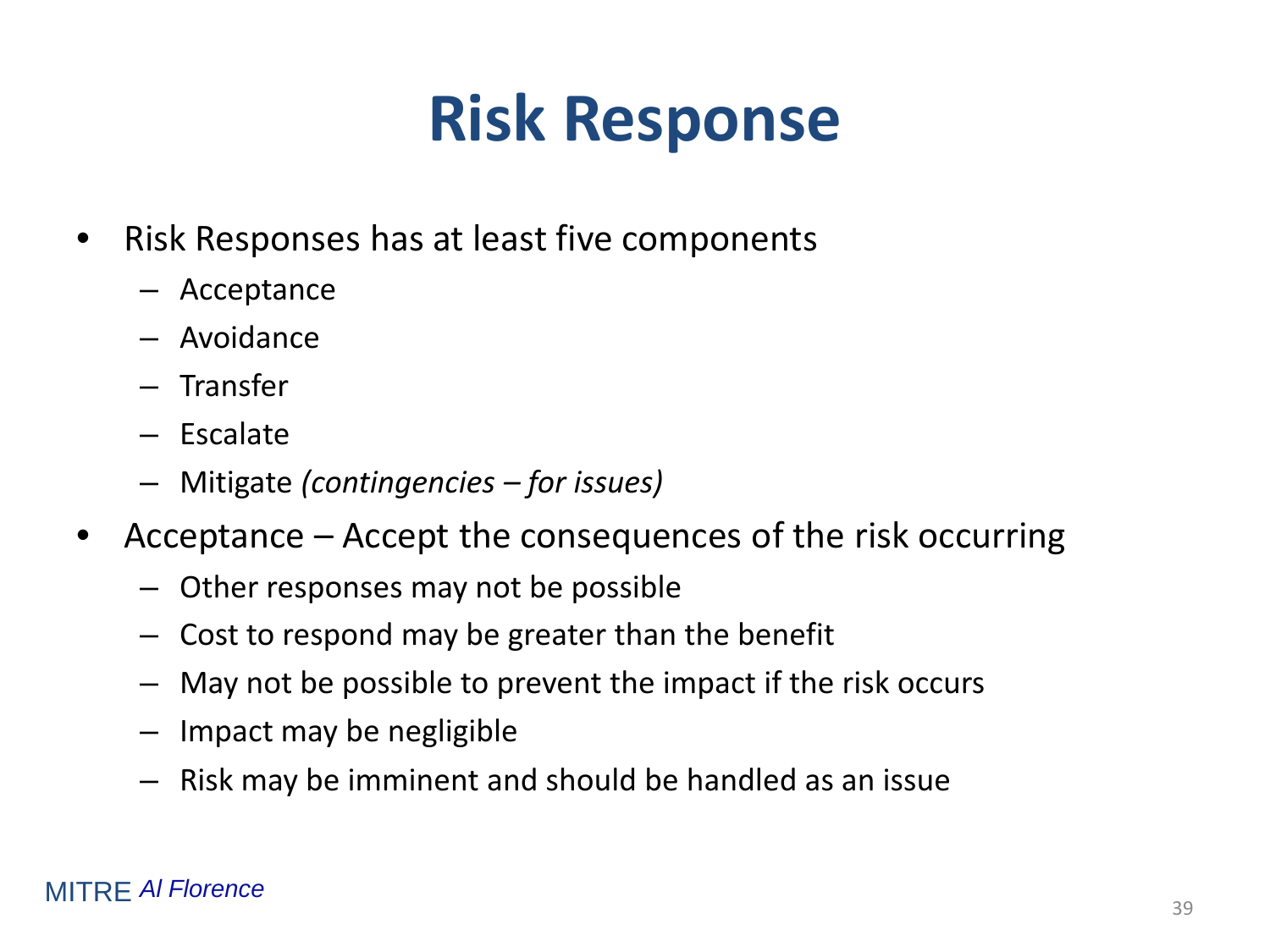# Risk Response

- Risk Responses has at least five components
  - Acceptance
  - Avoidance
  - Transfer
  - Escalate
  - Mitigate *(contingencies – for issues)*
- Acceptance – Accept the consequences of the risk occurring
  - Other responses may not be possible
  - Cost to respond may be greater than the benefit
  - May not be possible to prevent the impact if the risk occurs
  - Impact may be negligible
  - Risk may be imminent and should be handled as an issue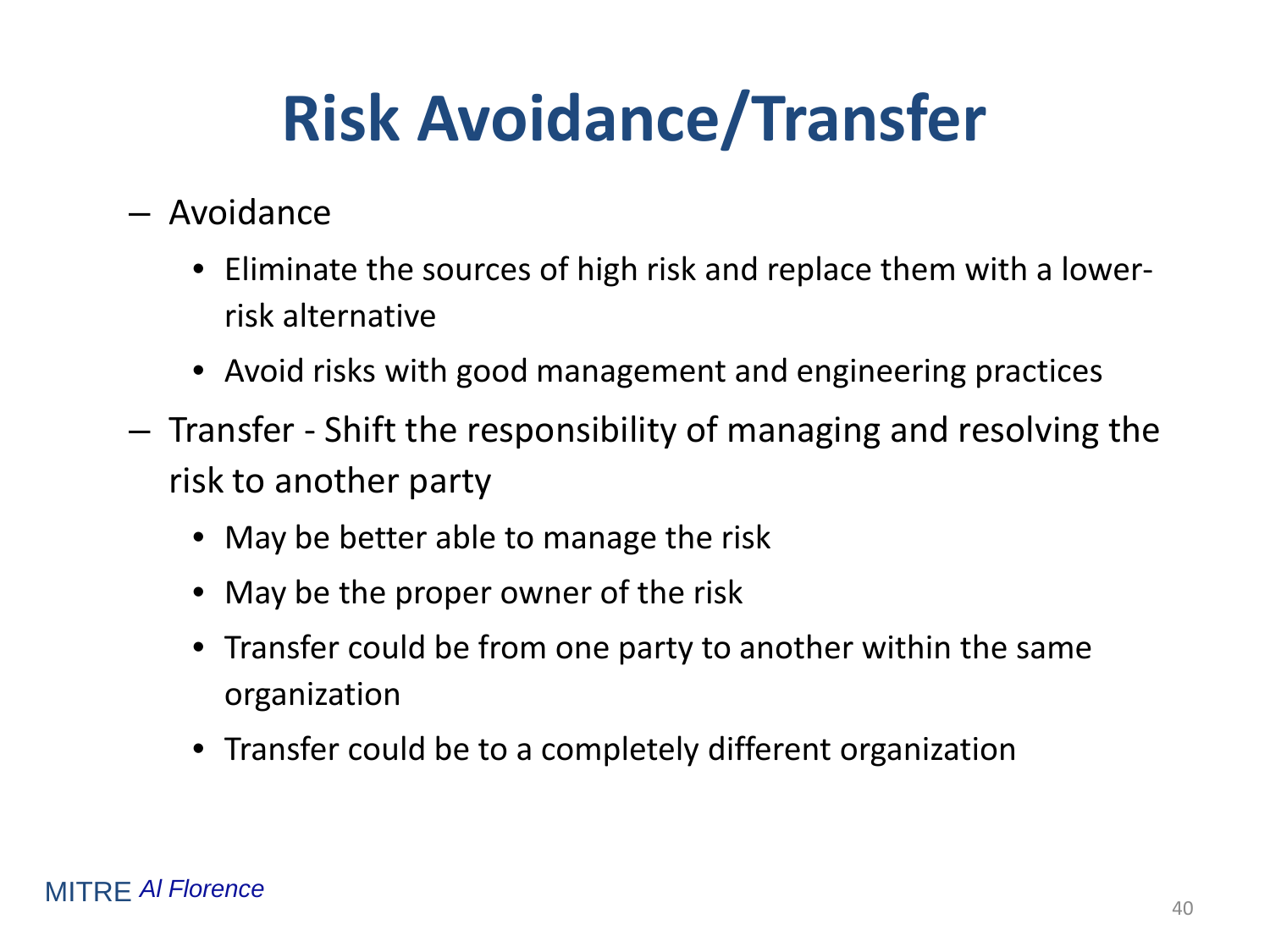# Risk Avoidance/Transfer

- Avoidance
  - Eliminate the sources of high risk and replace them with a lower-risk alternative
  - Avoid risks with good management and engineering practices
- Transfer - Shift the responsibility of managing and resolving the risk to another party
  - May be better able to manage the risk
  - May be the proper owner of the risk
  - Transfer could be from one party to another within the same organization
  - Transfer could be to a completely different organization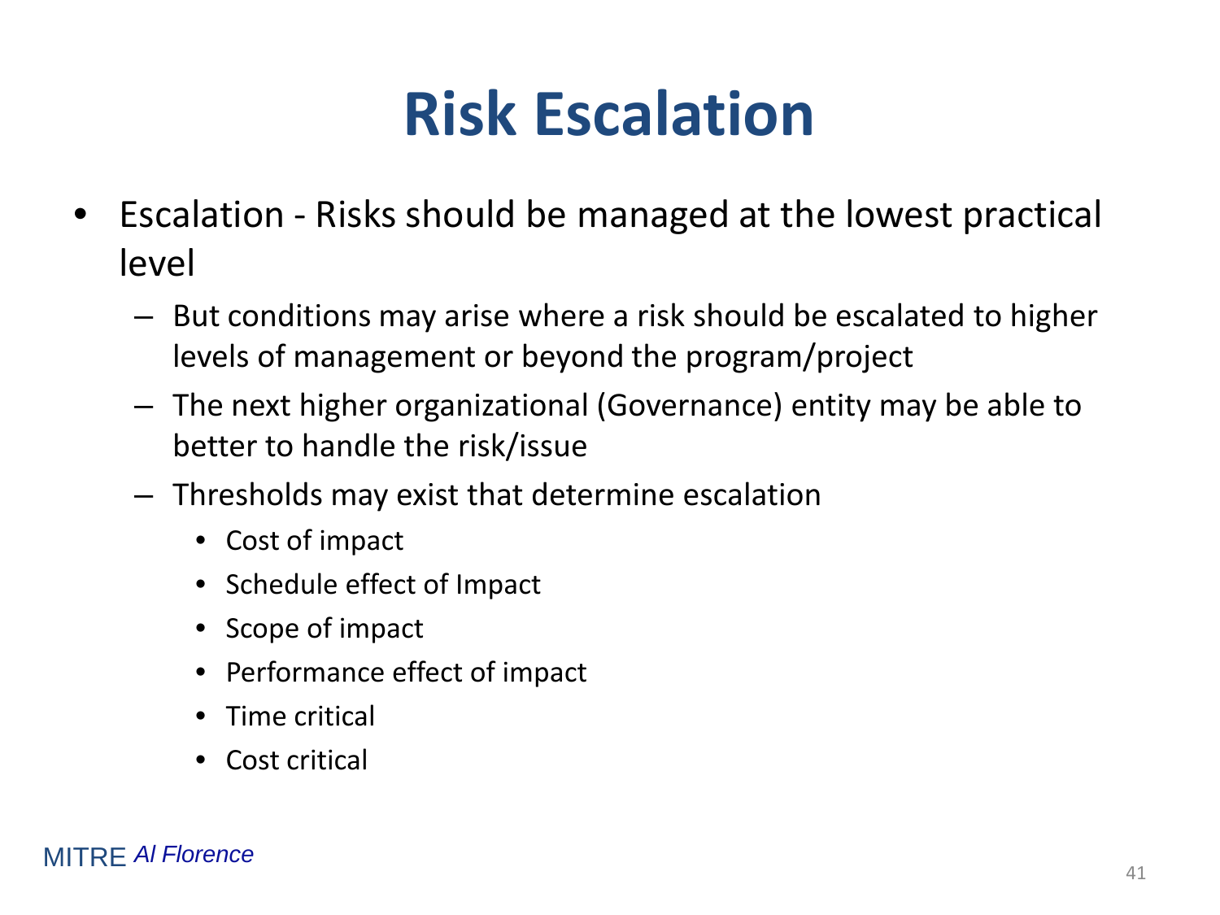# Risk Escalation

- Escalation - Risks should be managed at the lowest practical level
  - But conditions may arise where a risk should be escalated to higher levels of management or beyond the program/project
  - The next higher organizational (Governance) entity may be able to better to handle the risk/issue
  - Thresholds may exist that determine escalation
    - Cost of impact
    - Schedule effect of Impact
    - Scope of impact
    - Performance effect of impact
    - Time critical
    - Cost critical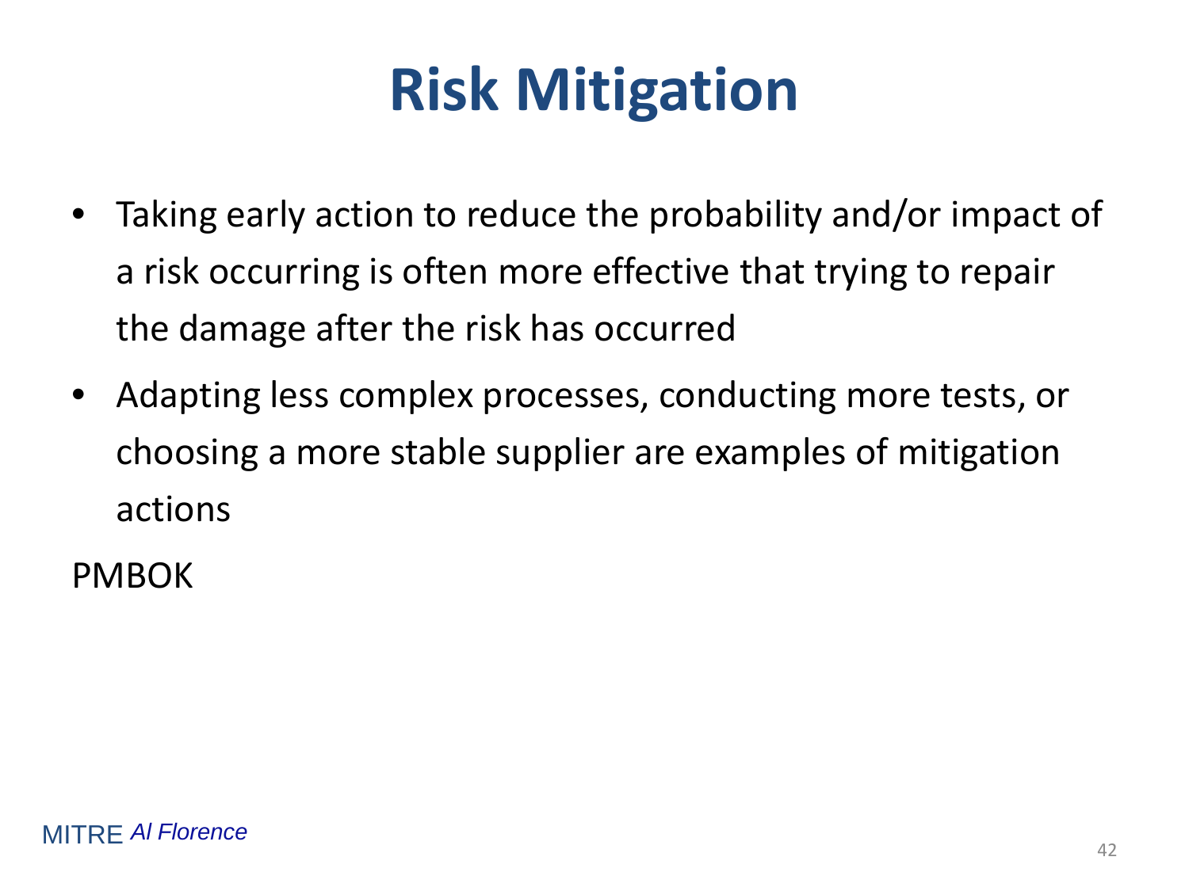# Risk Mitigation

- Taking early action to reduce the probability and/or impact of a risk occurring is often more effective that trying to repair the damage after the risk has occurred
- Adapting less complex processes, conducting more tests, or choosing a more stable supplier are examples of mitigation actions

PMBOK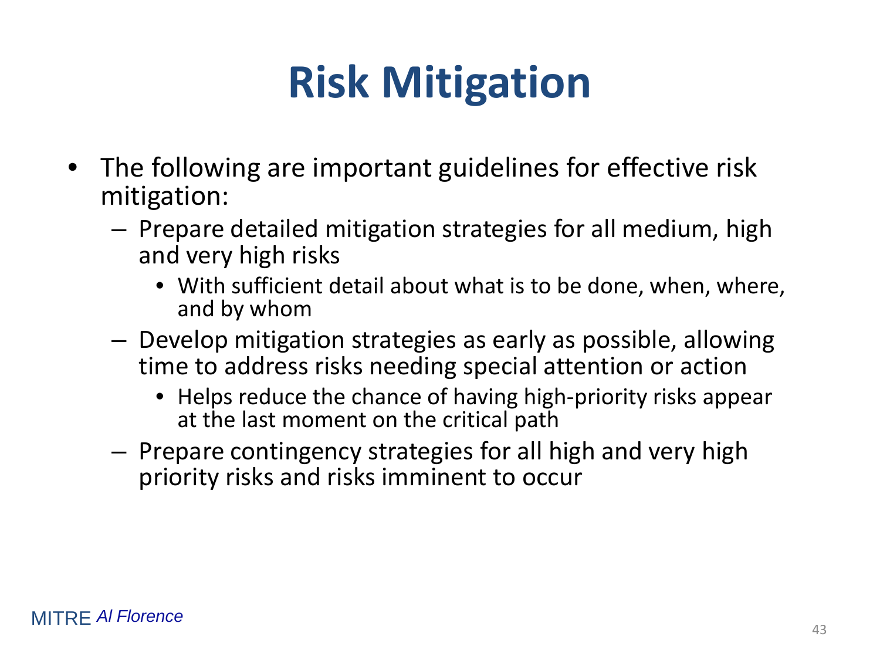# Risk Mitigation

- The following are important guidelines for effective risk mitigation:
  - Prepare detailed mitigation strategies for all medium, high and very high risks
    - With sufficient detail about what is to be done, when, where, and by whom
  - Develop mitigation strategies as early as possible, allowing time to address risks needing special attention or action
    - Helps reduce the chance of having high-priority risks appear at the last moment on the critical path
  - Prepare contingency strategies for all high and very high priority risks and risks imminent to occur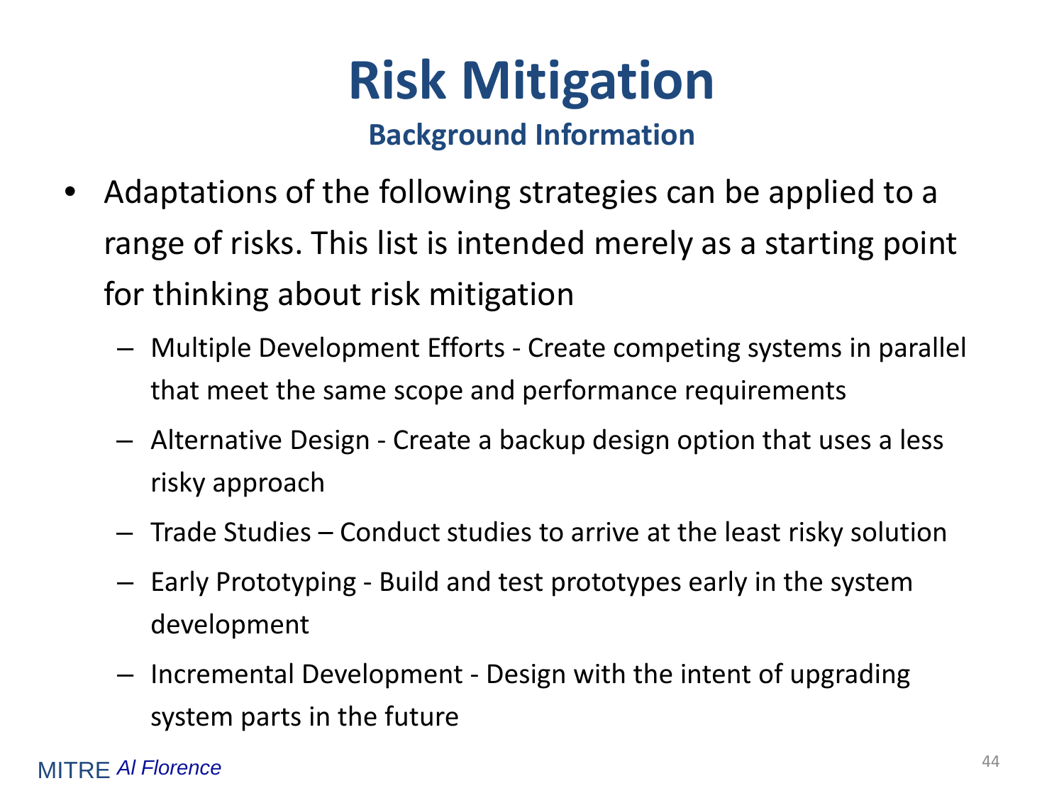# Risk Mitigation

## Background Information

- Adaptations of the following strategies can be applied to a range of risks. This list is intended merely as a starting point for thinking about risk mitigation
  - Multiple Development Efforts - Create competing systems in parallel that meet the same scope and performance requirements
  - Alternative Design - Create a backup design option that uses a less risky approach
  - Trade Studies – Conduct studies to arrive at the least risky solution
  - Early Prototyping - Build and test prototypes early in the system development
  - Incremental Development - Design with the intent of upgrading system parts in the future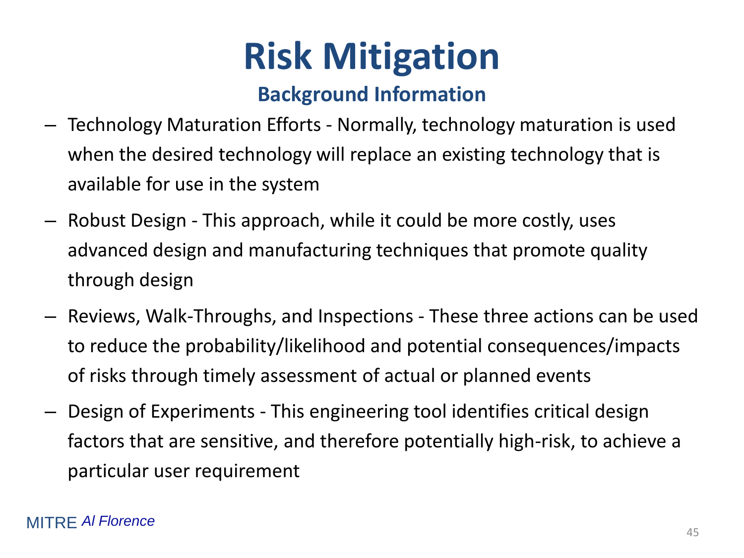# Risk Mitigation

## Background Information

- Technology Maturation Efforts - Normally, technology maturation is used when the desired technology will replace an existing technology that is available for use in the system
- Robust Design - This approach, while it could be more costly, uses advanced design and manufacturing techniques that promote quality through design
- Reviews, Walk-Throughs, and Inspections - These three actions can be used to reduce the probability/likelihood and potential consequences/impacts of risks through timely assessment of actual or planned events
- Design of Experiments - This engineering tool identifies critical design factors that are sensitive, and therefore potentially high-risk, to achieve a particular user requirement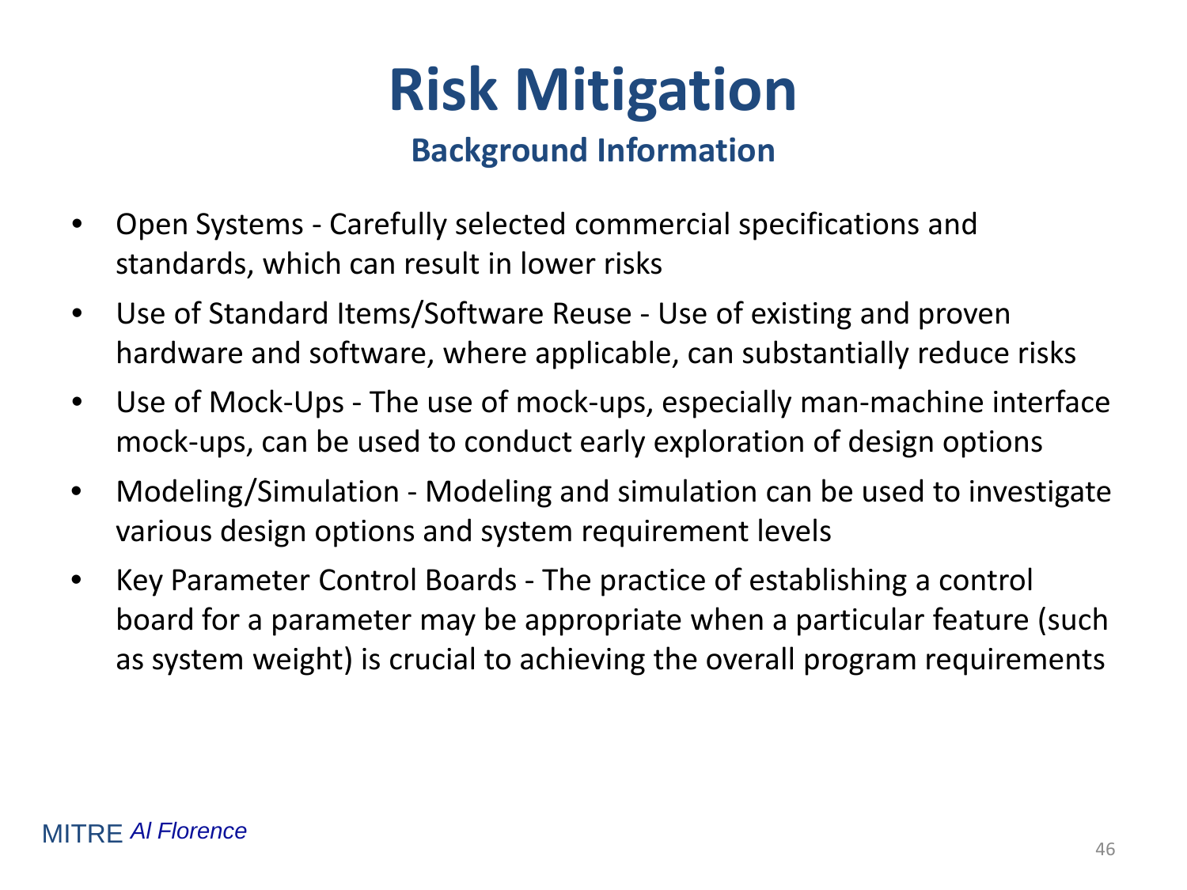# Risk Mitigation

## Background Information

- Open Systems - Carefully selected commercial specifications and standards, which can result in lower risks
- Use of Standard Items/Software Reuse - Use of existing and proven hardware and software, where applicable, can substantially reduce risks
- Use of Mock-Ups - The use of mock-ups, especially man-machine interface mock-ups, can be used to conduct early exploration of design options
- Modeling/Simulation - Modeling and simulation can be used to investigate various design options and system requirement levels
- Key Parameter Control Boards - The practice of establishing a control board for a parameter may be appropriate when a particular feature (such as system weight) is crucial to achieving the overall program requirements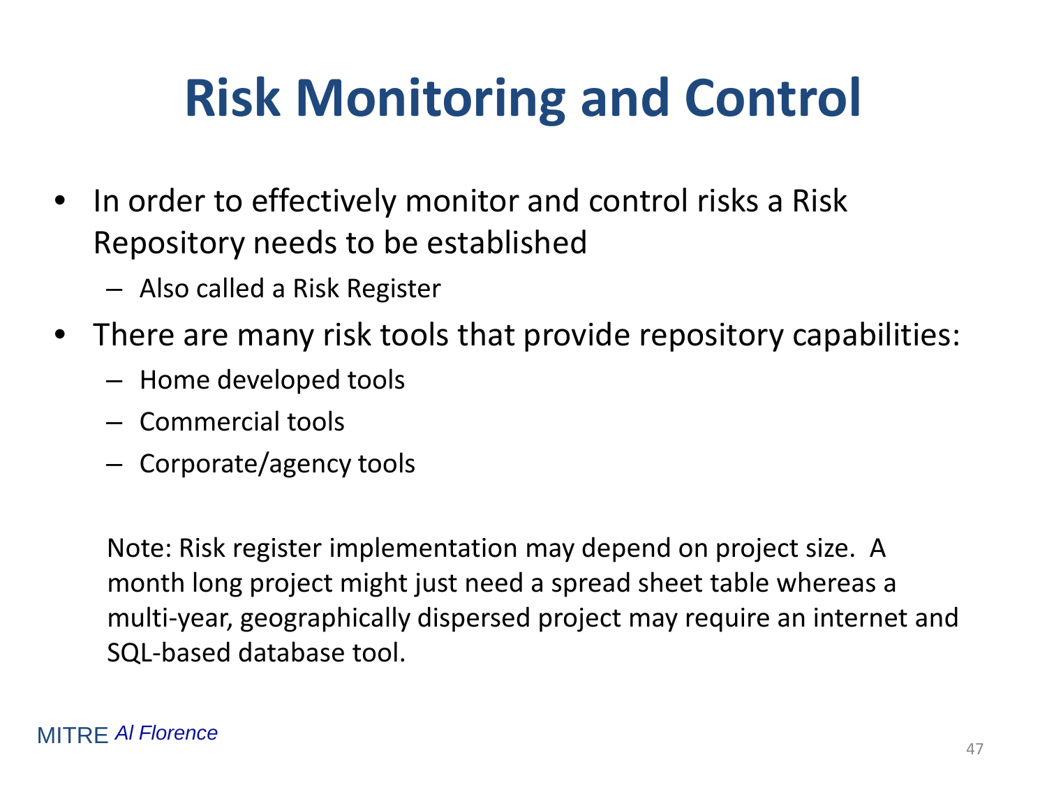# Risk Monitoring and Control

- In order to effectively monitor and control risks a Risk Repository needs to be established
  - Also called a Risk Register
- There are many risk tools that provide repository capabilities:
  - Home developed tools
  - Commercial tools
  - Corporate/agency tools

Note: Risk register implementation may depend on project size. A month long project might just need a spread sheet table whereas a multi-year, geographically dispersed project may require an internet and SQL-based database tool.

MITRE *Al Florence*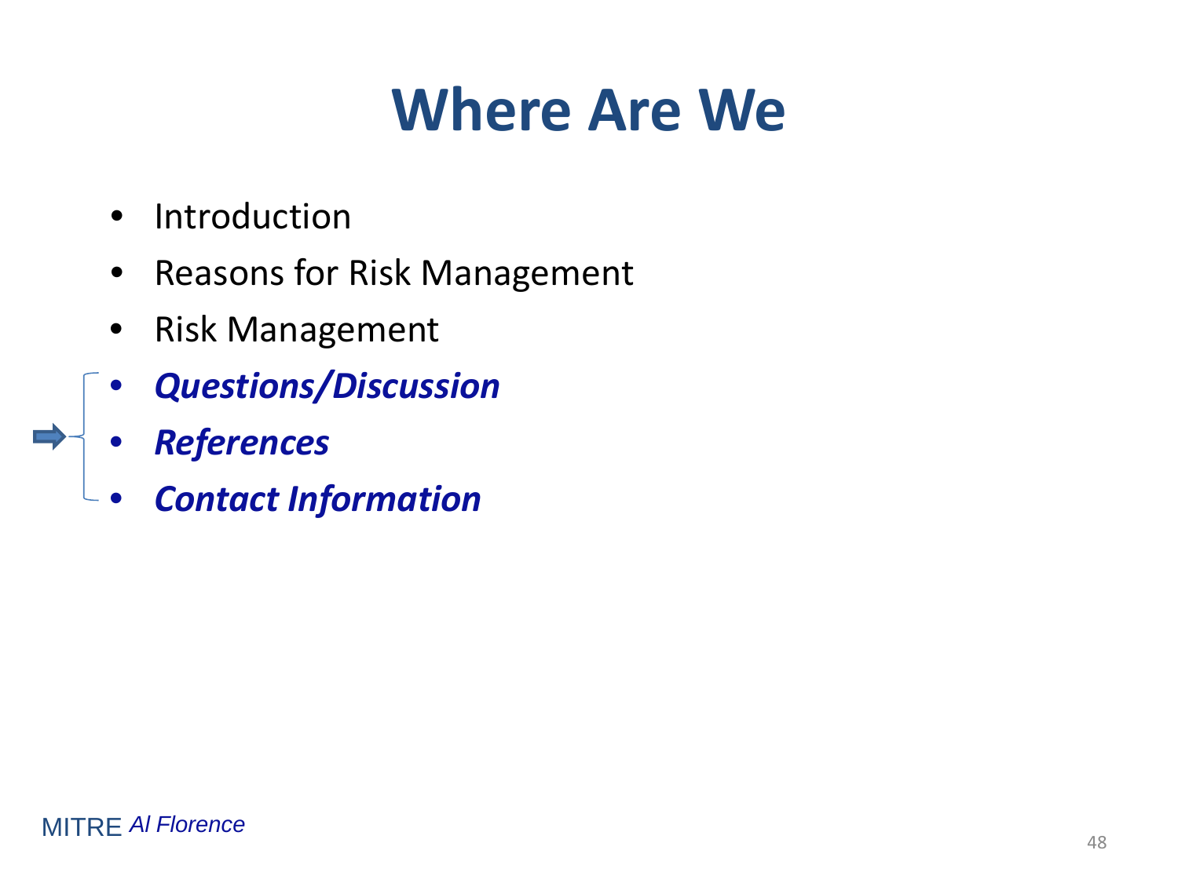# Where Are We

- Introduction
- Reasons for Risk Management
- Risk Management
- ***Questions/Discussion***
- ***References***
- ***Contact Information***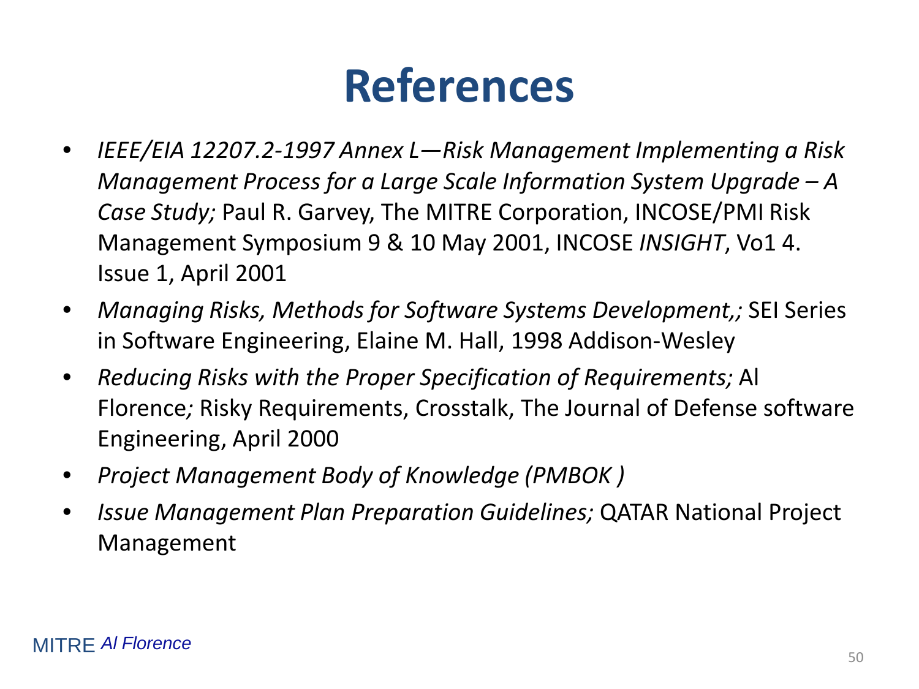# References

- *IEEE/EIA 12207.2-1997 Annex L—Risk Management Implementing a Risk Management Process for a Large Scale Information System Upgrade – A Case Study;* Paul R. Garvey, The MITRE Corporation, INCOSE/PMI Risk Management Symposium 9 & 10 May 2001, INCOSE *INSIGHT*, Vo1 4. Issue 1, April 2001
- *Managing Risks, Methods for Software Systems Development,;* SEI Series in Software Engineering, Elaine M. Hall, 1998 Addison-Wesley
- *Reducing Risks with the Proper Specification of Requirements;* Al Florence*;* Risky Requirements, Crosstalk, The Journal of Defense software Engineering, April 2000
- *Project Management Body of Knowledge (PMBOK )*
- *Issue Management Plan Preparation Guidelines;* QATAR National Project Management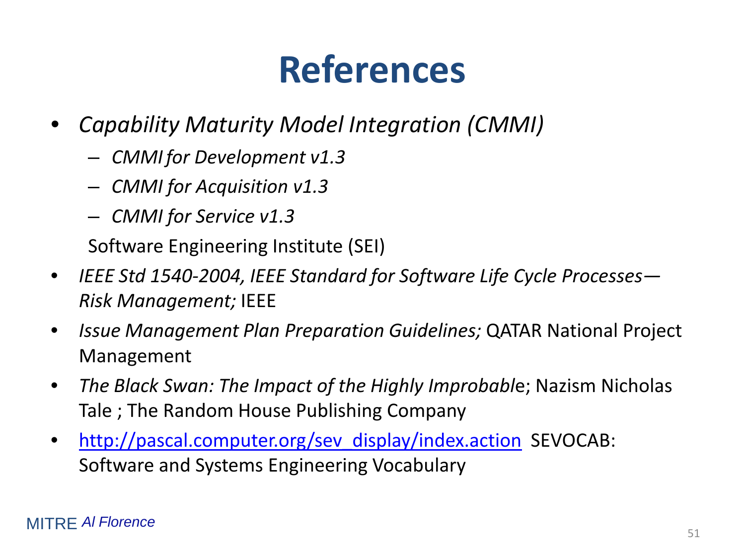# References

- *Capability Maturity Model Integration (CMMI)*
  - *CMMI for Development v1.3*
  - *CMMI for Acquisition v1.3*
  - *CMMI for Service v1.3*

  Software Engineering Institute (SEI)
- *IEEE Std 1540-2004, IEEE Standard for Software Life Cycle Processes—Risk Management;* IEEE
- *Issue Management Plan Preparation Guidelines;* QATAR National Project Management
- *The Black Swan: The Impact of the Highly Improbabl*e; Nazism Nicholas Tale ; The Random House Publishing Company
- [http://pascal.computer.org/sev_display/index.action](http://pascal.computer.org/sev_display/index.action) SEVOCAB: Software and Systems Engineering Vocabulary

MITRE *Al Florence*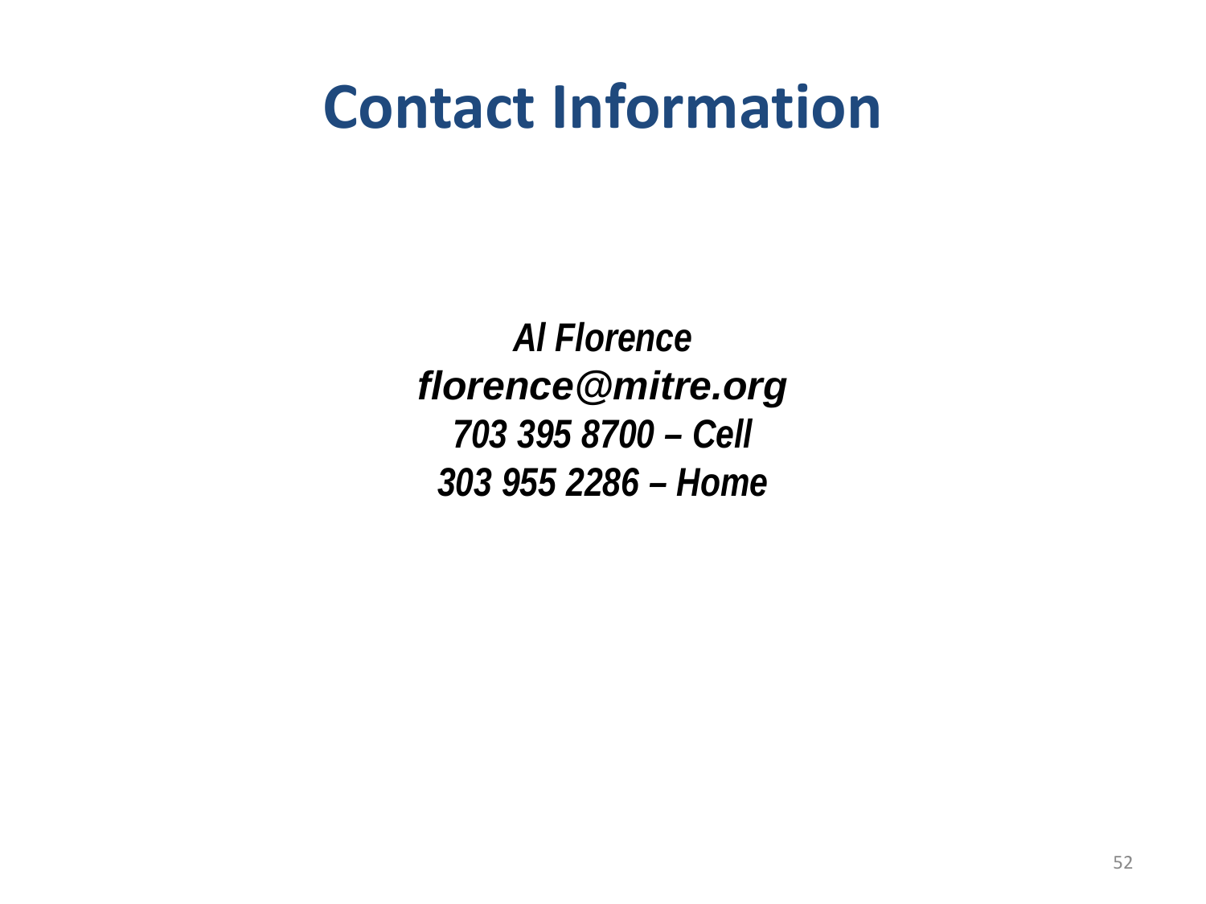# Contact Information

*Al Florence*
*florence@mitre.org*
*703 395 8700 – Cell*
*303 955 2286 – Home*